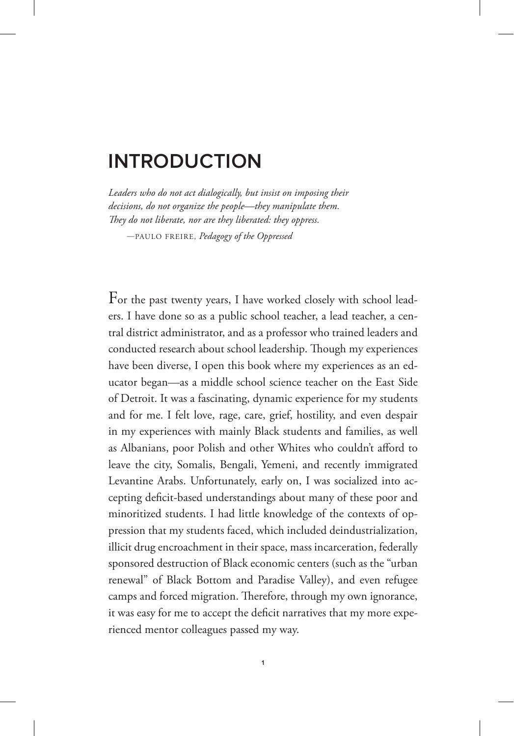# INTRODUCTION

*Leaders who do not act dialogically, but insist on imposing their decisions, do not organize the people—they manipulate them. They do not liberate, nor are they liberated: they oppress.*

—PAULO FREIRE, *Pedagogy of the Oppressed*

For the past twenty years, I have worked closely with school leaders. I have done so as a public school teacher, a lead teacher, a central district administrator, and as a professor who trained leaders and conducted research about school leadership. Though my experiences have been diverse, I open this book where my experiences as an educator began—as a middle school science teacher on the East Side of Detroit. It was a fascinating, dynamic experience for my students and for me. I felt love, rage, care, grief, hostility, and even despair in my experiences with mainly Black students and families, as well as Albanians, poor Polish and other Whites who couldn't afford to leave the city, Somalis, Bengali, Yemeni, and recently immigrated Levantine Arabs. Unfortunately, early on, I was socialized into accepting deficit-based understandings about many of these poor and minoritized students. I had little knowledge of the contexts of oppression that my students faced, which included deindustrialization, illicit drug encroachment in their space, mass incarceration, federally sponsored destruction of Black economic centers (such as the "urban renewal" of Black Bottom and Paradise Valley), and even refugee camps and forced migration. Therefore, through my own ignorance, it was easy for me to accept the deficit narratives that my more experienced mentor colleagues passed my way.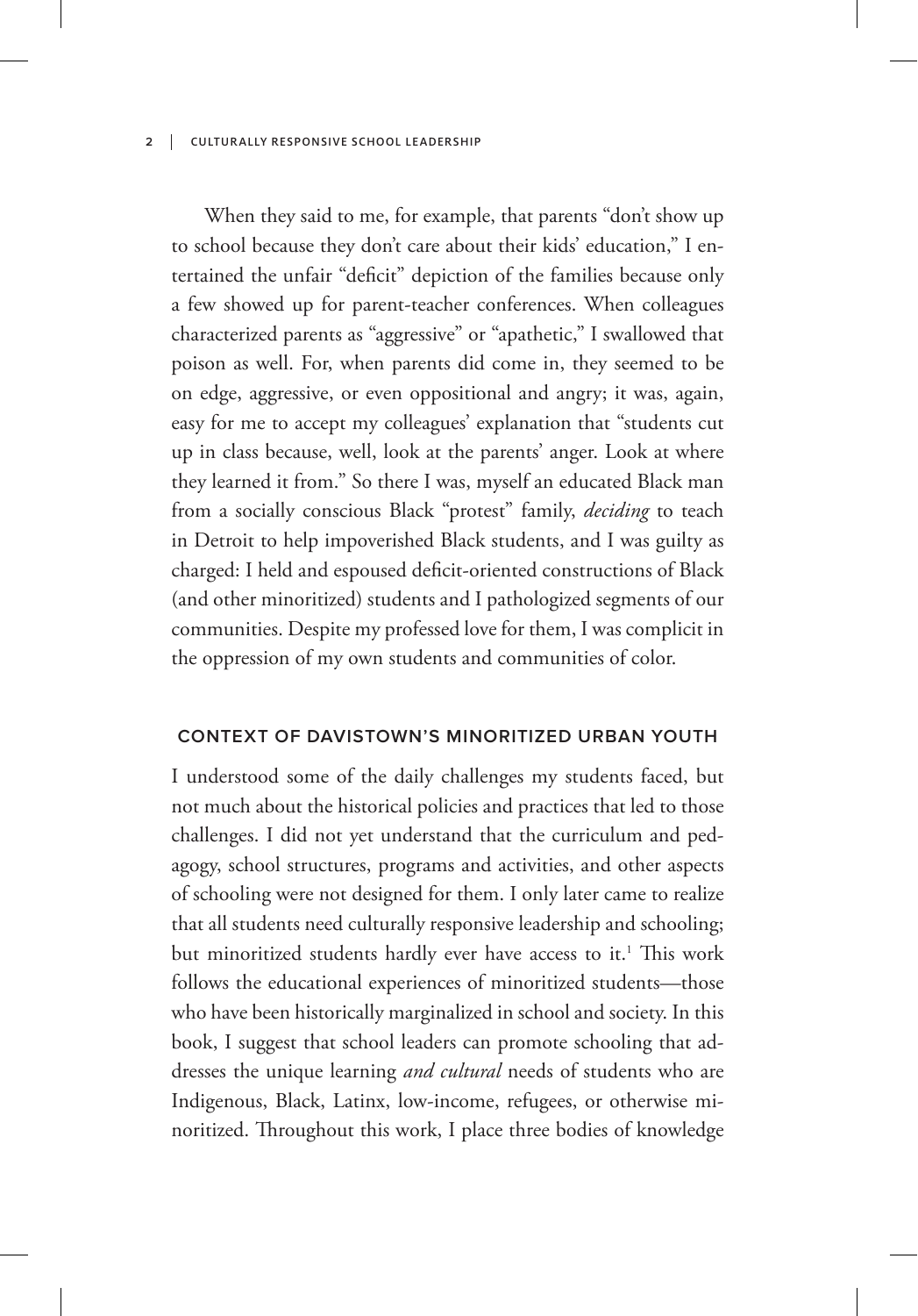When they said to me, for example, that parents "don't show up to school because they don't care about their kids' education," I entertained the unfair "deficit" depiction of the families because only a few showed up for parent-teacher conferences. When colleagues characterized parents as "aggressive" or "apathetic," I swallowed that poison as well. For, when parents did come in, they seemed to be on edge, aggressive, or even oppositional and angry; it was, again, easy for me to accept my colleagues' explanation that "students cut up in class because, well, look at the parents' anger. Look at where they learned it from." So there I was, myself an educated Black man from a socially conscious Black "protest" family, *deciding* to teach in Detroit to help impoverished Black students, and I was guilty as charged: I held and espoused deficit-oriented constructions of Black (and other minoritized) students and I pathologized segments of our communities. Despite my professed love for them, I was complicit in the oppression of my own students and communities of color.

## CONTEXT OF DAVISTOWN'S MINORITIZED URBAN YOUTH

I understood some of the daily challenges my students faced, but not much about the historical policies and practices that led to those challenges. I did not yet understand that the curriculum and pedagogy, school structures, programs and activities, and other aspects of schooling were not designed for them. I only later came to realize that all students need culturally responsive leadership and schooling; but minoritized students hardly ever have access to it.[1] This work follows the educational experiences of minoritized students—those who have been historically marginalized in school and society. In this book, I suggest that school leaders can promote schooling that addresses the unique learning *and cultural* needs of students who are Indigenous, Black, Latinx, low-income, refugees, or otherwise minoritized. Throughout this work, I place three bodies of knowledge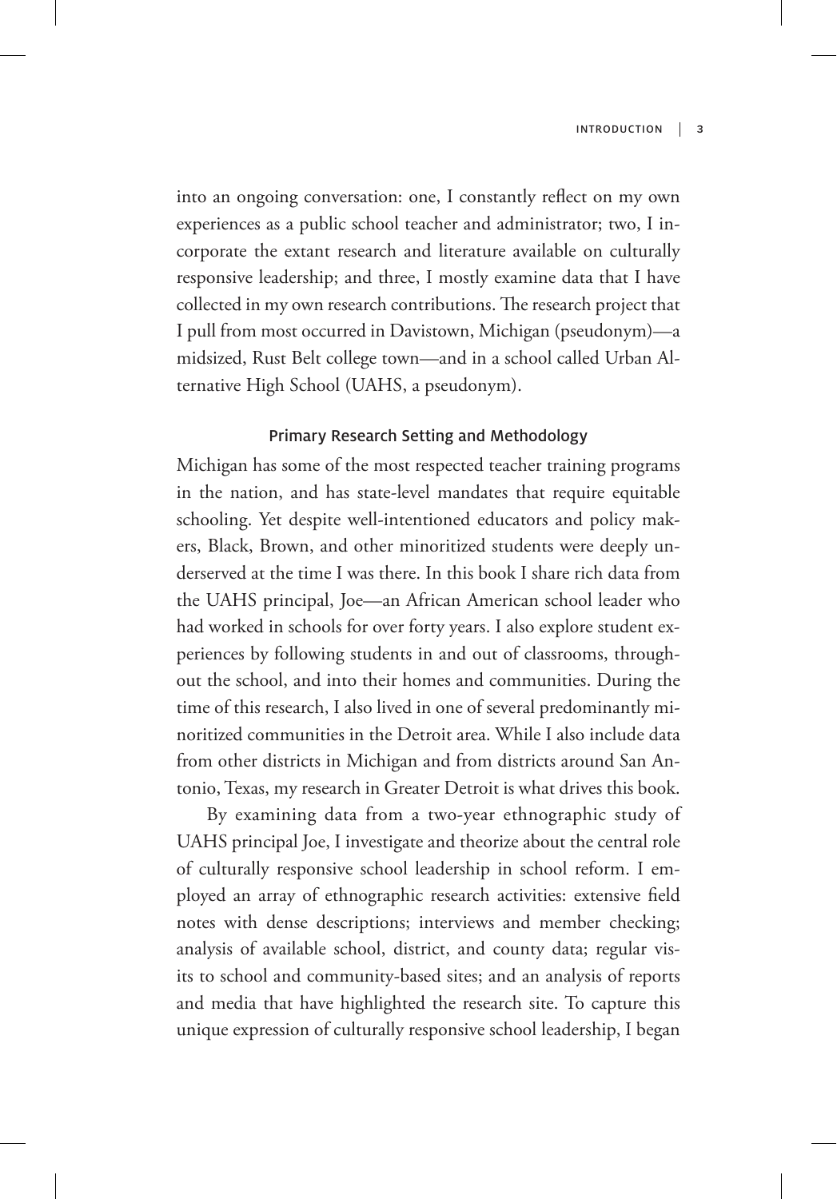into an ongoing conversation: one, I constantly reflect on my own experiences as a public school teacher and administrator; two, I incorporate the extant research and literature available on culturally responsive leadership; and three, I mostly examine data that I have collected in my own research contributions. The research project that I pull from most occurred in Davistown, Michigan (pseudonym)—a midsized, Rust Belt college town—and in a school called Urban Alternative High School (UAHS, a pseudonym).

## Primary Research Setting and Methodology

Michigan has some of the most respected teacher training programs in the nation, and has state-level mandates that require equitable schooling. Yet despite well-intentioned educators and policy makers, Black, Brown, and other minoritized students were deeply underserved at the time I was there. In this book I share rich data from the UAHS principal, Joe—an African American school leader who had worked in schools for over forty years. I also explore student experiences by following students in and out of classrooms, throughout the school, and into their homes and communities. During the time of this research, I also lived in one of several predominantly minoritized communities in the Detroit area. While I also include data from other districts in Michigan and from districts around San Antonio, Texas, my research in Greater Detroit is what drives this book.

By examining data from a two-year ethnographic study of UAHS principal Joe, I investigate and theorize about the central role of culturally responsive school leadership in school reform. I employed an array of ethnographic research activities: extensive field notes with dense descriptions; interviews and member checking; analysis of available school, district, and county data; regular visits to school and community-based sites; and an analysis of reports and media that have highlighted the research site. To capture this unique expression of culturally responsive school leadership, I began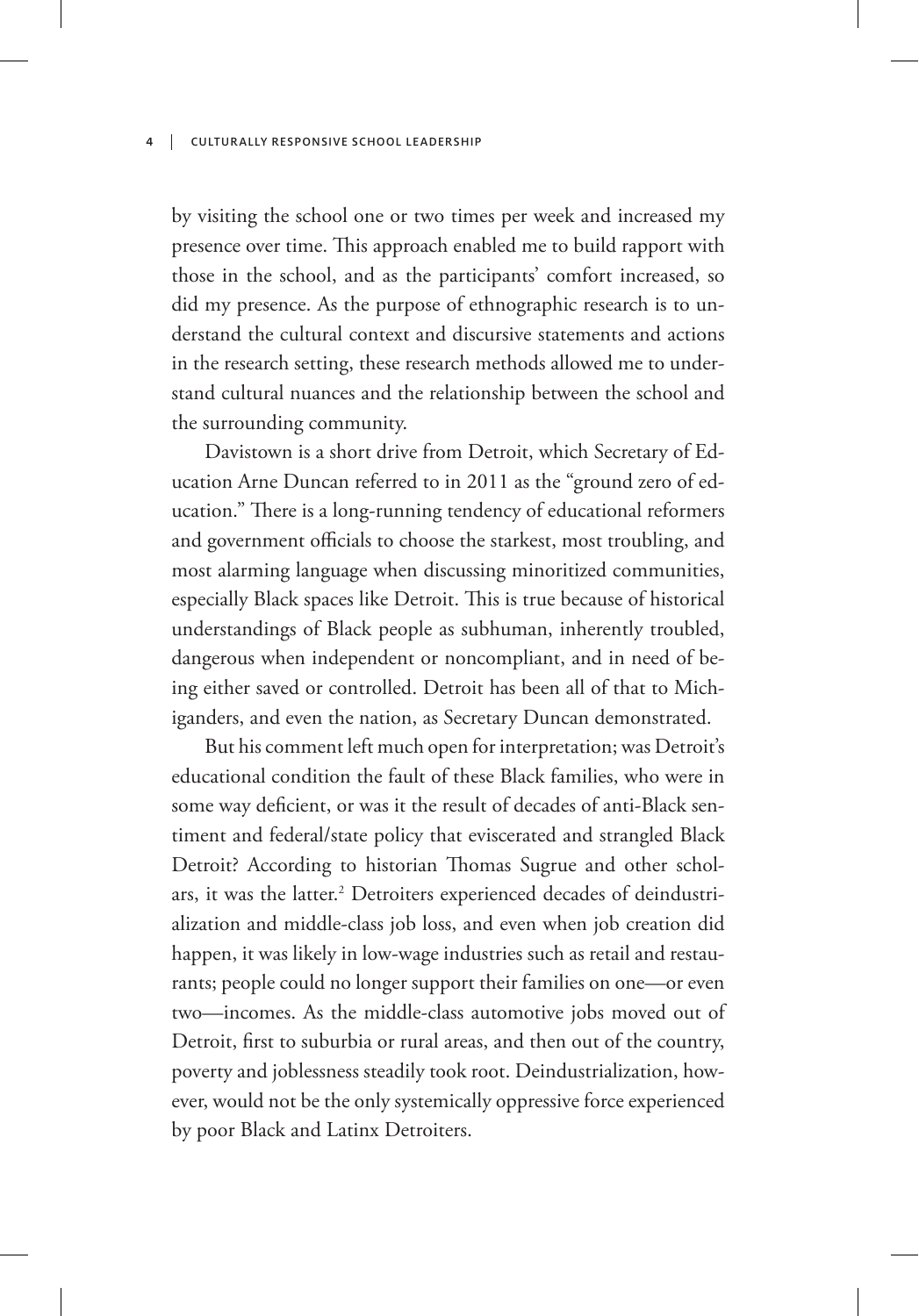by visiting the school one or two times per week and increased my presence over time. This approach enabled me to build rapport with those in the school, and as the participants' comfort increased, so did my presence. As the purpose of ethnographic research is to understand the cultural context and discursive statements and actions in the research setting, these research methods allowed me to understand cultural nuances and the relationship between the school and the surrounding community.

Davistown is a short drive from Detroit, which Secretary of Education Arne Duncan referred to in 2011 as the "ground zero of education." There is a long-running tendency of educational reformers and government officials to choose the starkest, most troubling, and most alarming language when discussing minoritized communities, especially Black spaces like Detroit. This is true because of historical understandings of Black people as subhuman, inherently troubled, dangerous when independent or noncompliant, and in need of being either saved or controlled. Detroit has been all of that to Michiganders, and even the nation, as Secretary Duncan demonstrated.

But his comment left much open for interpretation; was Detroit's educational condition the fault of these Black families, who were in some way deficient, or was it the result of decades of anti-Black sentiment and federal/state policy that eviscerated and strangled Black Detroit? According to historian Thomas Sugrue and other scholars, it was the latter.[2] Detroiters experienced decades of deindustrialization and middle-class job loss, and even when job creation did happen, it was likely in low-wage industries such as retail and restaurants; people could no longer support their families on one—or even two—incomes. As the middle-class automotive jobs moved out of Detroit, first to suburbia or rural areas, and then out of the country, poverty and joblessness steadily took root. Deindustrialization, however, would not be the only systemically oppressive force experienced by poor Black and Latinx Detroiters.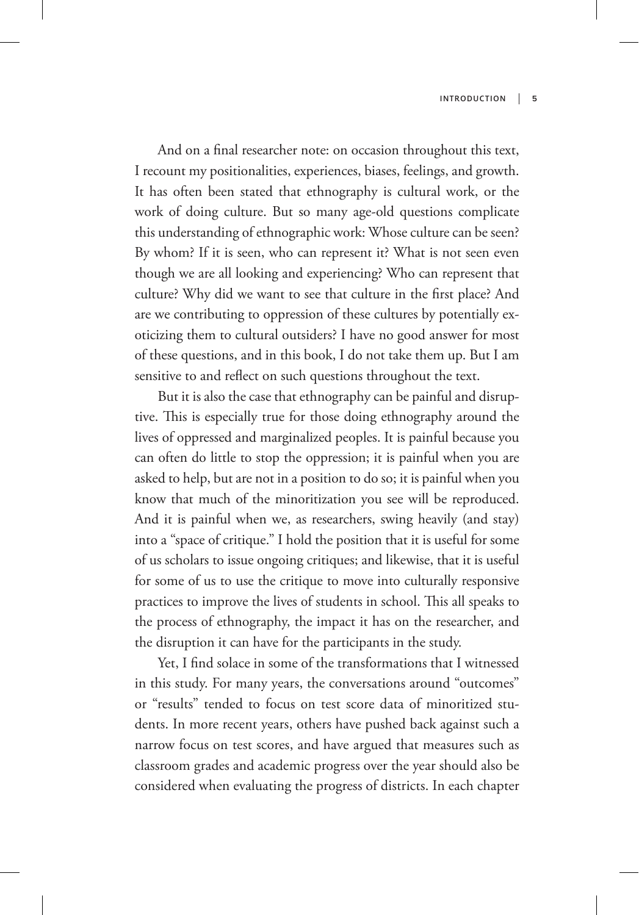And on a final researcher note: on occasion throughout this text, I recount my positionalities, experiences, biases, feelings, and growth. It has often been stated that ethnography is cultural work, or the work of doing culture. But so many age-old questions complicate this understanding of ethnographic work: Whose culture can be seen? By whom? If it is seen, who can represent it? What is not seen even though we are all looking and experiencing? Who can represent that culture? Why did we want to see that culture in the first place? And are we contributing to oppression of these cultures by potentially exoticizing them to cultural outsiders? I have no good answer for most of these questions, and in this book, I do not take them up. But I am sensitive to and reflect on such questions throughout the text.

But it is also the case that ethnography can be painful and disruptive. This is especially true for those doing ethnography around the lives of oppressed and marginalized peoples. It is painful because you can often do little to stop the oppression; it is painful when you are asked to help, but are not in a position to do so; it is painful when you know that much of the minoritization you see will be reproduced. And it is painful when we, as researchers, swing heavily (and stay) into a "space of critique." I hold the position that it is useful for some of us scholars to issue ongoing critiques; and likewise, that it is useful for some of us to use the critique to move into culturally responsive practices to improve the lives of students in school. This all speaks to the process of ethnography, the impact it has on the researcher, and the disruption it can have for the participants in the study.

Yet, I find solace in some of the transformations that I witnessed in this study. For many years, the conversations around "outcomes" or "results" tended to focus on test score data of minoritized students. In more recent years, others have pushed back against such a narrow focus on test scores, and have argued that measures such as classroom grades and academic progress over the year should also be considered when evaluating the progress of districts. In each chapter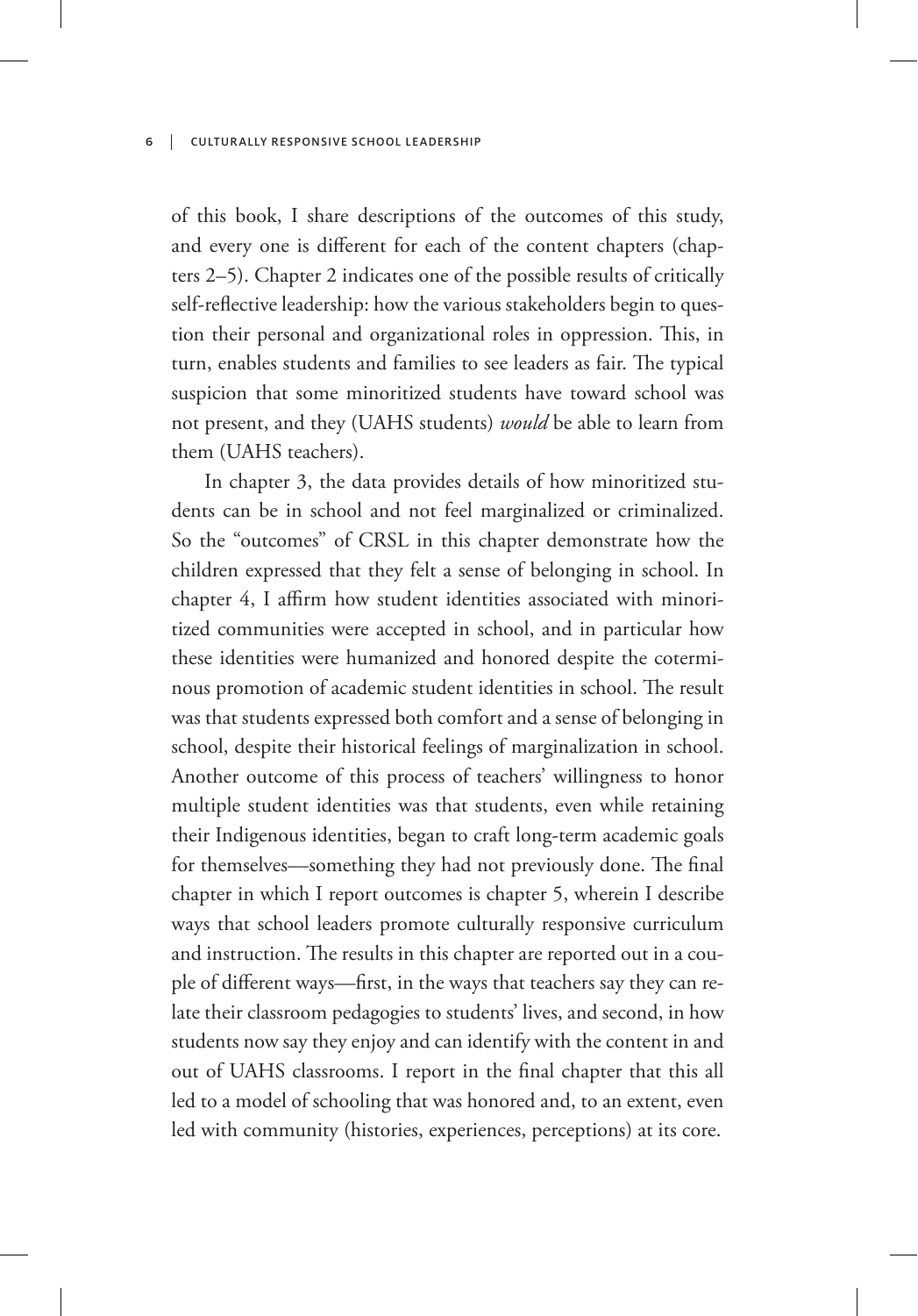of this book, I share descriptions of the outcomes of this study, and every one is different for each of the content chapters (chapters 2–5). Chapter 2 indicates one of the possible results of critically self-reflective leadership: how the various stakeholders begin to question their personal and organizational roles in oppression. This, in turn, enables students and families to see leaders as fair. The typical suspicion that some minoritized students have toward school was not present, and they (UAHS students) *would* be able to learn from them (UAHS teachers).

In chapter 3, the data provides details of how minoritized students can be in school and not feel marginalized or criminalized. So the "outcomes" of CRSL in this chapter demonstrate how the children expressed that they felt a sense of belonging in school. In chapter 4, I affirm how student identities associated with minoritized communities were accepted in school, and in particular how these identities were humanized and honored despite the coterminous promotion of academic student identities in school. The result was that students expressed both comfort and a sense of belonging in school, despite their historical feelings of marginalization in school. Another outcome of this process of teachers' willingness to honor multiple student identities was that students, even while retaining their Indigenous identities, began to craft long-term academic goals for themselves—something they had not previously done. The final chapter in which I report outcomes is chapter 5, wherein I describe ways that school leaders promote culturally responsive curriculum and instruction. The results in this chapter are reported out in a couple of different ways—first, in the ways that teachers say they can relate their classroom pedagogies to students' lives, and second, in how students now say they enjoy and can identify with the content in and out of UAHS classrooms. I report in the final chapter that this all led to a model of schooling that was honored and, to an extent, even led with community (histories, experiences, perceptions) at its core.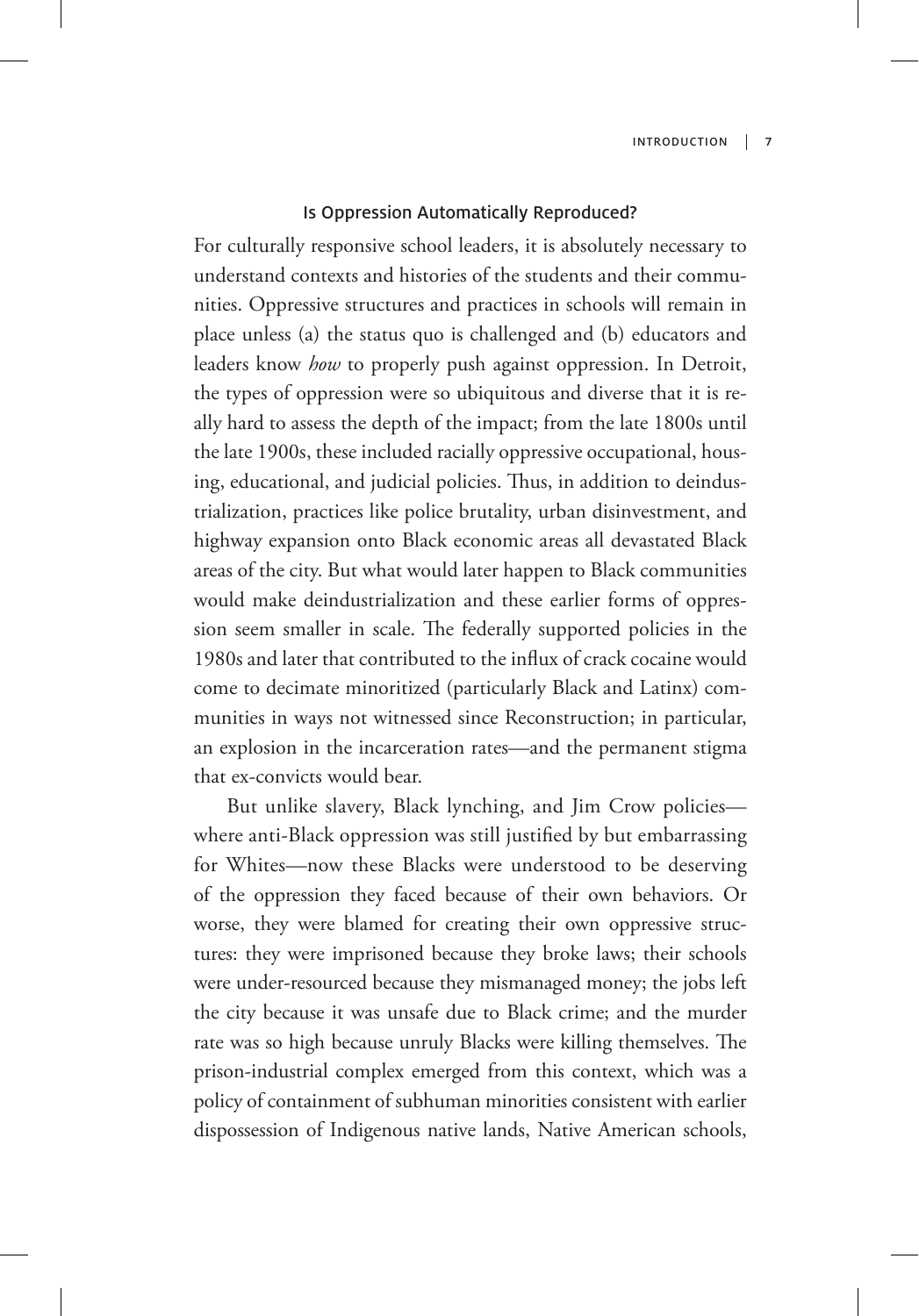### Is Oppression Automatically Reproduced?

For culturally responsive school leaders, it is absolutely necessary to understand contexts and histories of the students and their communities. Oppressive structures and practices in schools will remain in place unless (a) the status quo is challenged and (b) educators and leaders know *how* to properly push against oppression. In Detroit, the types of oppression were so ubiquitous and diverse that it is really hard to assess the depth of the impact; from the late 1800s until the late 1900s, these included racially oppressive occupational, housing, educational, and judicial policies. Thus, in addition to deindustrialization, practices like police brutality, urban disinvestment, and highway expansion onto Black economic areas all devastated Black areas of the city. But what would later happen to Black communities would make deindustrialization and these earlier forms of oppression seem smaller in scale. The federally supported policies in the 1980s and later that contributed to the influx of crack cocaine would come to decimate minoritized (particularly Black and Latinx) communities in ways not witnessed since Reconstruction; in particular, an explosion in the incarceration rates—and the permanent stigma that ex-convicts would bear.

But unlike slavery, Black lynching, and Jim Crow policies—where anti-Black oppression was still justified by but embarrassing for Whites—now these Blacks were understood to be deserving of the oppression they faced because of their own behaviors. Or worse, they were blamed for creating their own oppressive structures: they were imprisoned because they broke laws; their schools were under-resourced because they mismanaged money; the jobs left the city because it was unsafe due to Black crime; and the murder rate was so high because unruly Blacks were killing themselves. The prison-industrial complex emerged from this context, which was a policy of containment of subhuman minorities consistent with earlier dispossession of Indigenous native lands, Native American schools,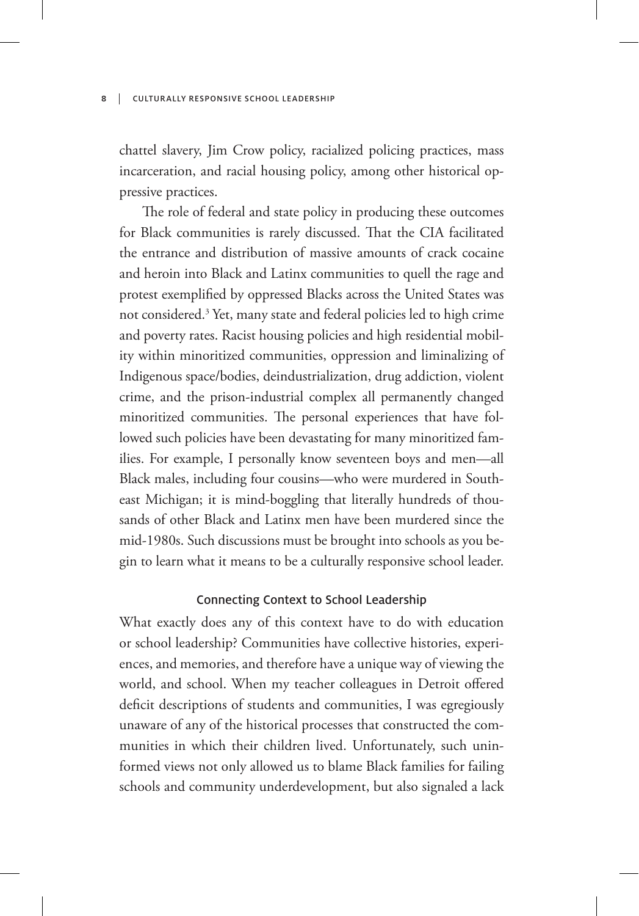chattel slavery, Jim Crow policy, racialized policing practices, mass incarceration, and racial housing policy, among other historical oppressive practices.

The role of federal and state policy in producing these outcomes for Black communities is rarely discussed. That the CIA facilitated the entrance and distribution of massive amounts of crack cocaine and heroin into Black and Latinx communities to quell the rage and protest exemplified by oppressed Blacks across the United States was not considered.[3] Yet, many state and federal policies led to high crime and poverty rates. Racist housing policies and high residential mobility within minoritized communities, oppression and liminalizing of Indigenous space/bodies, deindustrialization, drug addiction, violent crime, and the prison-industrial complex all permanently changed minoritized communities. The personal experiences that have followed such policies have been devastating for many minoritized families. For example, I personally know seventeen boys and men—all Black males, including four cousins—who were murdered in Southeast Michigan; it is mind-boggling that literally hundreds of thousands of other Black and Latinx men have been murdered since the mid-1980s. Such discussions must be brought into schools as you begin to learn what it means to be a culturally responsive school leader.

## Connecting Context to School Leadership

What exactly does any of this context have to do with education or school leadership? Communities have collective histories, experiences, and memories, and therefore have a unique way of viewing the world, and school. When my teacher colleagues in Detroit offered deficit descriptions of students and communities, I was egregiously unaware of any of the historical processes that constructed the communities in which their children lived. Unfortunately, such uninformed views not only allowed us to blame Black families for failing schools and community underdevelopment, but also signaled a lack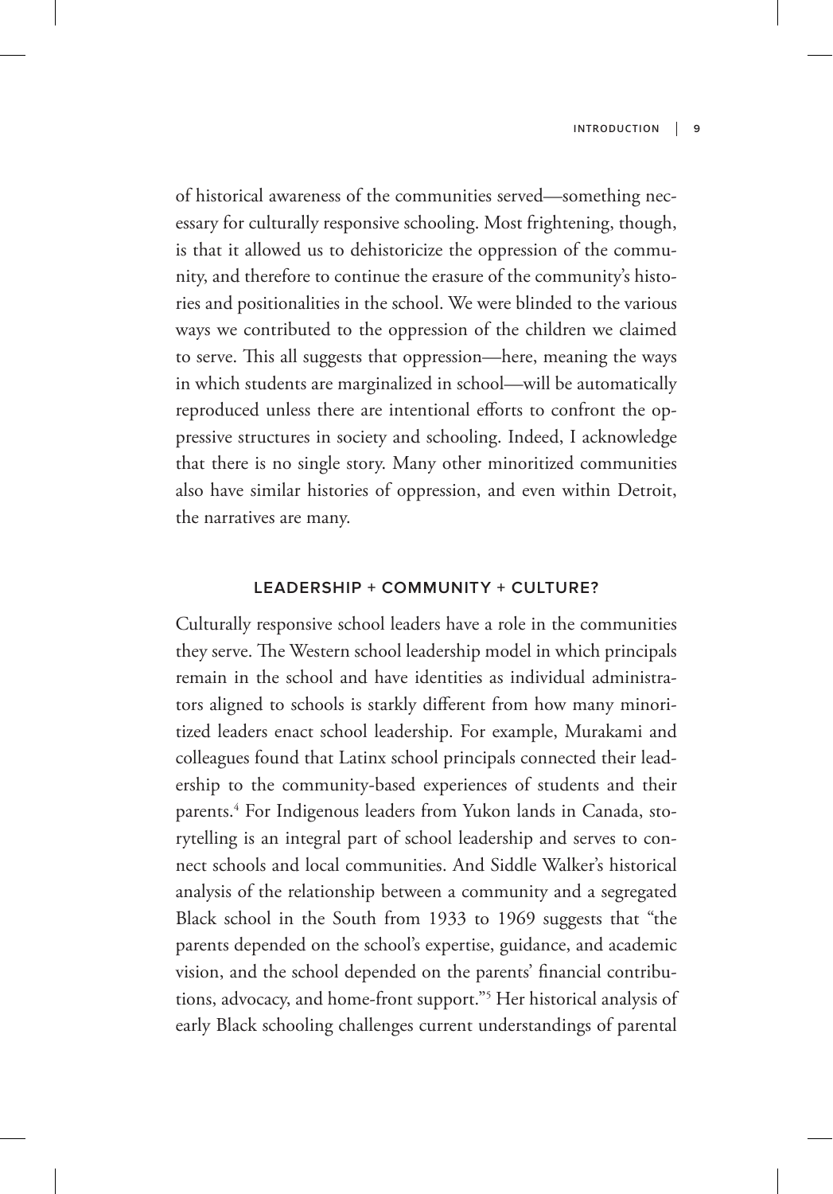of historical awareness of the communities served—something necessary for culturally responsive schooling. Most frightening, though, is that it allowed us to dehistoricize the oppression of the community, and therefore to continue the erasure of the community's histories and positionalities in the school. We were blinded to the various ways we contributed to the oppression of the children we claimed to serve. This all suggests that oppression—here, meaning the ways in which students are marginalized in school—will be automatically reproduced unless there are intentional efforts to confront the oppressive structures in society and schooling. Indeed, I acknowledge that there is no single story. Many other minoritized communities also have similar histories of oppression, and even within Detroit, the narratives are many.

## LEADERSHIP + COMMUNITY + CULTURE?

Culturally responsive school leaders have a role in the communities they serve. The Western school leadership model in which principals remain in the school and have identities as individual administrators aligned to schools is starkly different from how many minoritized leaders enact school leadership. For example, Murakami and colleagues found that Latinx school principals connected their leadership to the community-based experiences of students and their parents.[4] For Indigenous leaders from Yukon lands in Canada, storytelling is an integral part of school leadership and serves to connect schools and local communities. And Siddle Walker's historical analysis of the relationship between a community and a segregated Black school in the South from 1933 to 1969 suggests that "the parents depended on the school's expertise, guidance, and academic vision, and the school depended on the parents' financial contributions, advocacy, and home-front support."[5] Her historical analysis of early Black schooling challenges current understandings of parental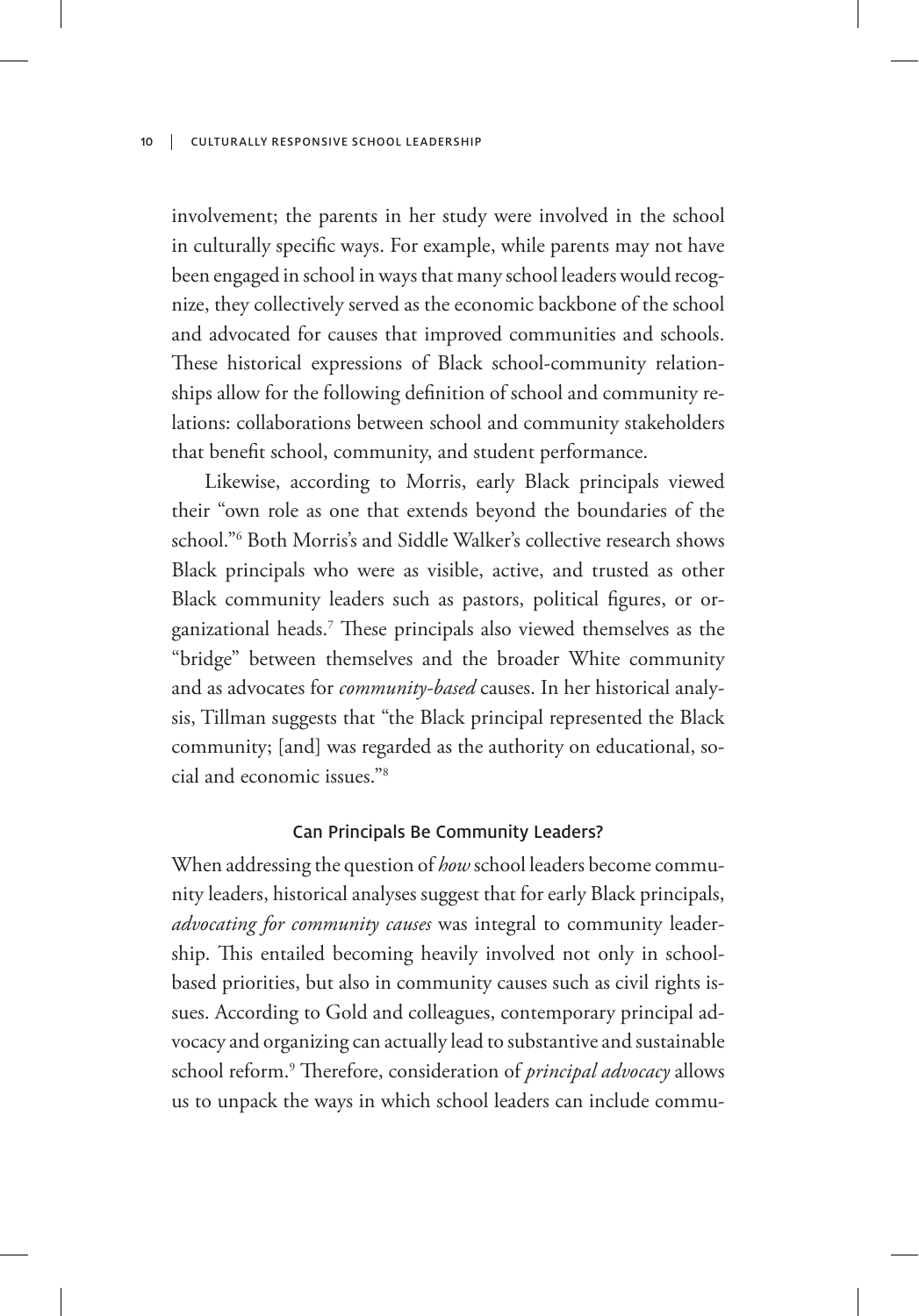involvement; the parents in her study were involved in the school in culturally specific ways. For example, while parents may not have been engaged in school in ways that many school leaders would recognize, they collectively served as the economic backbone of the school and advocated for causes that improved communities and schools. These historical expressions of Black school-community relationships allow for the following definition of school and community relations: collaborations between school and community stakeholders that benefit school, community, and student performance.

Likewise, according to Morris, early Black principals viewed their "own role as one that extends beyond the boundaries of the school."[6] Both Morris's and Siddle Walker's collective research shows Black principals who were as visible, active, and trusted as other Black community leaders such as pastors, political figures, or organizational heads.[7] These principals also viewed themselves as the "bridge" between themselves and the broader White community and as advocates for *community-based* causes. In her historical analysis, Tillman suggests that "the Black principal represented the Black community; [and] was regarded as the authority on educational, social and economic issues."[8]

### Can Principals Be Community Leaders?

When addressing the question of *how* school leaders become community leaders, historical analyses suggest that for early Black principals, *advocating for community causes* was integral to community leadership. This entailed becoming heavily involved not only in school-based priorities, but also in community causes such as civil rights issues. According to Gold and colleagues, contemporary principal advocacy and organizing can actually lead to substantive and sustainable school reform.[9] Therefore, consideration of *principal advocacy* allows us to unpack the ways in which school leaders can include commu-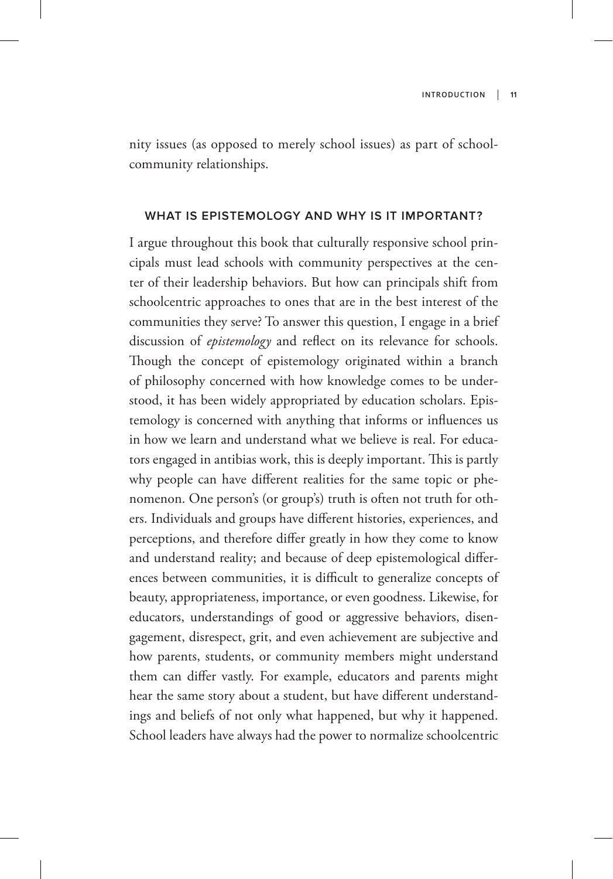nity issues (as opposed to merely school issues) as part of school-community relationships.

## WHAT IS EPISTEMOLOGY AND WHY IS IT IMPORTANT?

I argue throughout this book that culturally responsive school principals must lead schools with community perspectives at the center of their leadership behaviors. But how can principals shift from schoolcentric approaches to ones that are in the best interest of the communities they serve? To answer this question, I engage in a brief discussion of *epistemology* and reflect on its relevance for schools. Though the concept of epistemology originated within a branch of philosophy concerned with how knowledge comes to be understood, it has been widely appropriated by education scholars. Epistemology is concerned with anything that informs or influences us in how we learn and understand what we believe is real. For educators engaged in antibias work, this is deeply important. This is partly why people can have different realities for the same topic or phenomenon. One person's (or group's) truth is often not truth for others. Individuals and groups have different histories, experiences, and perceptions, and therefore differ greatly in how they come to know and understand reality; and because of deep epistemological differences between communities, it is difficult to generalize concepts of beauty, appropriateness, importance, or even goodness. Likewise, for educators, understandings of good or aggressive behaviors, disengagement, disrespect, grit, and even achievement are subjective and how parents, students, or community members might understand them can differ vastly. For example, educators and parents might hear the same story about a student, but have different understandings and beliefs of not only what happened, but why it happened. School leaders have always had the power to normalize schoolcentric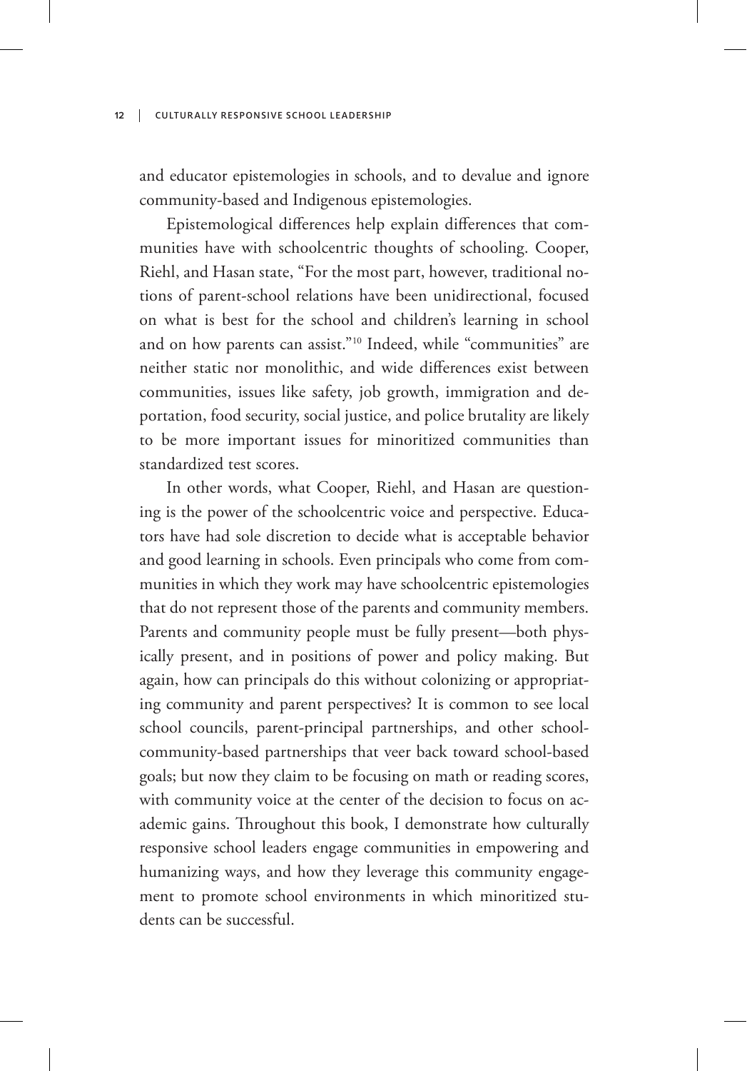and educator epistemologies in schools, and to devalue and ignore community-based and Indigenous epistemologies.

Epistemological differences help explain differences that communities have with schoolcentric thoughts of schooling. Cooper, Riehl, and Hasan state, "For the most part, however, traditional notions of parent-school relations have been unidirectional, focused on what is best for the school and children's learning in school and on how parents can assist."[10] Indeed, while "communities" are neither static nor monolithic, and wide differences exist between communities, issues like safety, job growth, immigration and deportation, food security, social justice, and police brutality are likely to be more important issues for minoritized communities than standardized test scores.

In other words, what Cooper, Riehl, and Hasan are questioning is the power of the schoolcentric voice and perspective. Educators have had sole discretion to decide what is acceptable behavior and good learning in schools. Even principals who come from communities in which they work may have schoolcentric epistemologies that do not represent those of the parents and community members. Parents and community people must be fully present—both physically present, and in positions of power and policy making. But again, how can principals do this without colonizing or appropriating community and parent perspectives? It is common to see local school councils, parent-principal partnerships, and other school-community-based partnerships that veer back toward school-based goals; but now they claim to be focusing on math or reading scores, with community voice at the center of the decision to focus on academic gains. Throughout this book, I demonstrate how culturally responsive school leaders engage communities in empowering and humanizing ways, and how they leverage this community engagement to promote school environments in which minoritized students can be successful.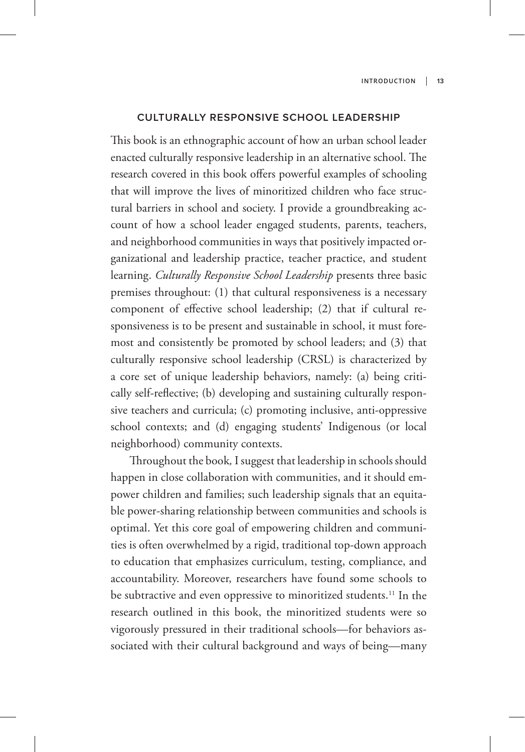## CULTURALLY RESPONSIVE SCHOOL LEADERSHIP

This book is an ethnographic account of how an urban school leader enacted culturally responsive leadership in an alternative school. The research covered in this book offers powerful examples of schooling that will improve the lives of minoritized children who face structural barriers in school and society. I provide a groundbreaking account of how a school leader engaged students, parents, teachers, and neighborhood communities in ways that positively impacted organizational and leadership practice, teacher practice, and student learning. *Culturally Responsive School Leadership* presents three basic premises throughout: (1) that cultural responsiveness is a necessary component of effective school leadership; (2) that if cultural responsiveness is to be present and sustainable in school, it must foremost and consistently be promoted by school leaders; and (3) that culturally responsive school leadership (CRSL) is characterized by a core set of unique leadership behaviors, namely: (a) being critically self-reflective; (b) developing and sustaining culturally responsive teachers and curricula; (c) promoting inclusive, anti-oppressive school contexts; and (d) engaging students' Indigenous (or local neighborhood) community contexts.

Throughout the book, I suggest that leadership in schools should happen in close collaboration with communities, and it should empower children and families; such leadership signals that an equitable power-sharing relationship between communities and schools is optimal. Yet this core goal of empowering children and communities is often overwhelmed by a rigid, traditional top-down approach to education that emphasizes curriculum, testing, compliance, and accountability. Moreover, researchers have found some schools to be subtractive and even oppressive to minoritized students.[11] In the research outlined in this book, the minoritized students were so vigorously pressured in their traditional schools—for behaviors associated with their cultural background and ways of being—many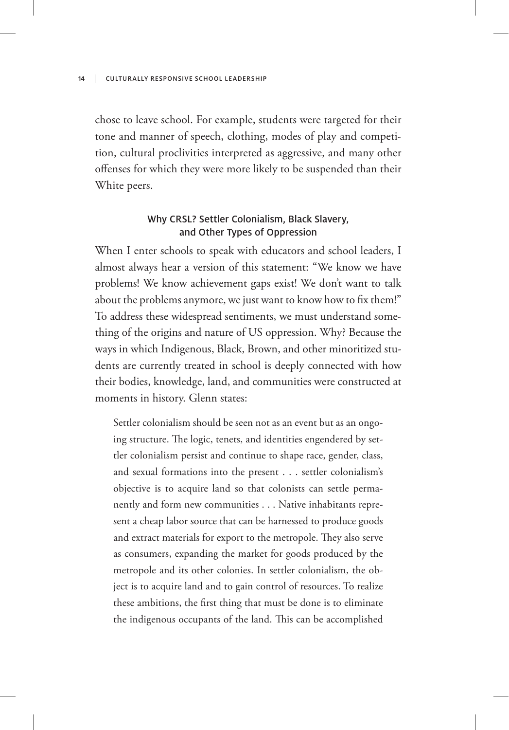chose to leave school. For example, students were targeted for their tone and manner of speech, clothing, modes of play and competition, cultural proclivities interpreted as aggressive, and many other offenses for which they were more likely to be suspended than their White peers.

### Why CRSL? Settler Colonialism, Black Slavery, and Other Types of Oppression

When I enter schools to speak with educators and school leaders, I almost always hear a version of this statement: "We know we have problems! We know achievement gaps exist! We don't want to talk about the problems anymore, we just want to know how to fix them!" To address these widespread sentiments, we must understand something of the origins and nature of US oppression. Why? Because the ways in which Indigenous, Black, Brown, and other minoritized students are currently treated in school is deeply connected with how their bodies, knowledge, land, and communities were constructed at moments in history. Glenn states:

> Settler colonialism should be seen not as an event but as an ongoing structure. The logic, tenets, and identities engendered by settler colonialism persist and continue to shape race, gender, class, and sexual formations into the present . . . settler colonialism's objective is to acquire land so that colonists can settle permanently and form new communities . . . Native inhabitants represent a cheap labor source that can be harnessed to produce goods and extract materials for export to the metropole. They also serve as consumers, expanding the market for goods produced by the metropole and its other colonies. In settler colonialism, the object is to acquire land and to gain control of resources. To realize these ambitions, the first thing that must be done is to eliminate the indigenous occupants of the land. This can be accomplished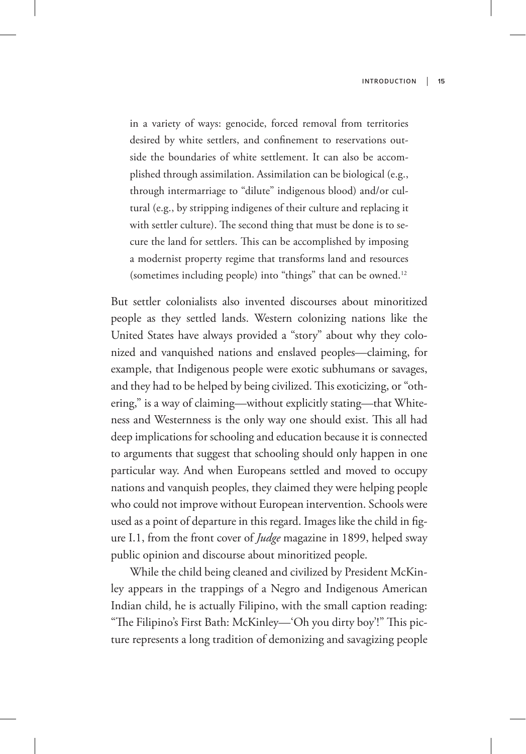> in a variety of ways: genocide, forced removal from territories desired by white settlers, and confinement to reservations outside the boundaries of white settlement. It can also be accomplished through assimilation. Assimilation can be biological (e.g., through intermarriage to "dilute" indigenous blood) and/or cultural (e.g., by stripping indigenes of their culture and replacing it with settler culture). The second thing that must be done is to secure the land for settlers. This can be accomplished by imposing a modernist property regime that transforms land and resources (sometimes including people) into "things" that can be owned.[12]

But settler colonialists also invented discourses about minoritized people as they settled lands. Western colonizing nations like the United States have always provided a "story" about why they colonized and vanquished nations and enslaved peoples—claiming, for example, that Indigenous people were exotic subhumans or savages, and they had to be helped by being civilized. This exoticizing, or "othering," is a way of claiming—without explicitly stating—that Whiteness and Westernness is the only way one should exist. This all had deep implications for schooling and education because it is connected to arguments that suggest that schooling should only happen in one particular way. And when Europeans settled and moved to occupy nations and vanquish peoples, they claimed they were helping people who could not improve without European intervention. Schools were used as a point of departure in this regard. Images like the child in figure I.1, from the front cover of *Judge* magazine in 1899, helped sway public opinion and discourse about minoritized people.

While the child being cleaned and civilized by President McKinley appears in the trappings of a Negro and Indigenous American Indian child, he is actually Filipino, with the small caption reading: "The Filipino's First Bath: McKinley—'Oh you dirty boy'!" This picture represents a long tradition of demonizing and savagizing people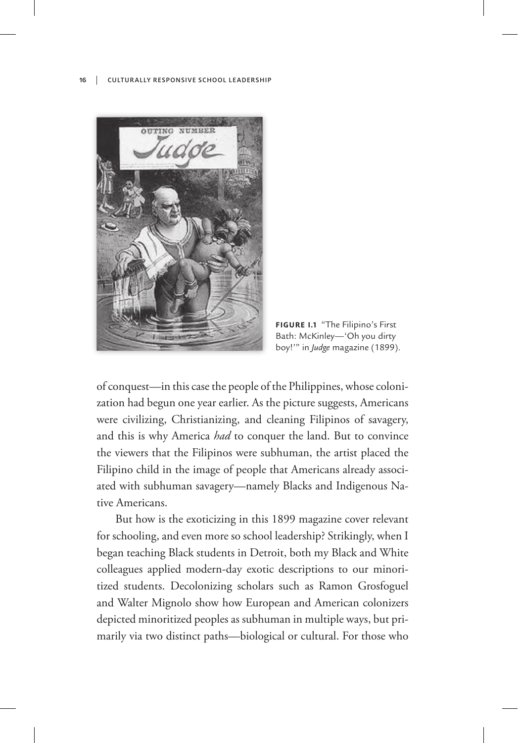FIGURE I.1 "The Filipino's First Bath: McKinley—'Oh you dirty boy!'" in *Judge* magazine (1899).

of conquest—in this case the people of the Philippines, whose colonization had begun one year earlier. As the picture suggests, Americans were civilizing, Christianizing, and cleaning Filipinos of savagery, and this is why America *had* to conquer the land. But to convince the viewers that the Filipinos were subhuman, the artist placed the Filipino child in the image of people that Americans already associated with subhuman savagery—namely Blacks and Indigenous Native Americans.

But how is the exoticizing in this 1899 magazine cover relevant for schooling, and even more so school leadership? Strikingly, when I began teaching Black students in Detroit, both my Black and White colleagues applied modern-day exotic descriptions to our minoritized students. Decolonizing scholars such as Ramon Grosfoguel and Walter Mignolo show how European and American colonizers depicted minoritized peoples as subhuman in multiple ways, but primarily via two distinct paths—biological or cultural. For those who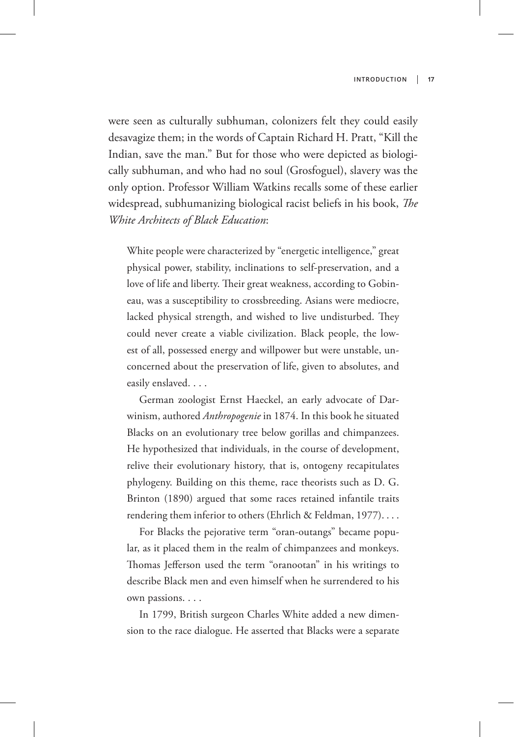were seen as culturally subhuman, colonizers felt they could easily desavagize them; in the words of Captain Richard H. Pratt, "Kill the Indian, save the man." But for those who were depicted as biologically subhuman, and who had no soul (Grosfoguel), slavery was the only option. Professor William Watkins recalls some of these earlier widespread, subhumanizing biological racist beliefs in his book, *The White Architects of Black Education*:

> White people were characterized by "energetic intelligence," great physical power, stability, inclinations to self-preservation, and a love of life and liberty. Their great weakness, according to Gobineau, was a susceptibility to crossbreeding. Asians were mediocre, lacked physical strength, and wished to live undisturbed. They could never create a viable civilization. Black people, the lowest of all, possessed energy and willpower but were unstable, unconcerned about the preservation of life, given to absolutes, and easily enslaved. . . .
>
> German zoologist Ernst Haeckel, an early advocate of Darwinism, authored *Anthropogenie* in 1874. In this book he situated Blacks on an evolutionary tree below gorillas and chimpanzees. He hypothesized that individuals, in the course of development, relive their evolutionary history, that is, ontogeny recapitulates phylogeny. Building on this theme, race theorists such as D. G. Brinton (1890) argued that some races retained infantile traits rendering them inferior to others (Ehrlich & Feldman, 1977). . . .
>
> For Blacks the pejorative term "oran-outangs" became popular, as it placed them in the realm of chimpanzees and monkeys. Thomas Jefferson used the term "oranootan" in his writings to describe Black men and even himself when he surrendered to his own passions. . . .
>
> In 1799, British surgeon Charles White added a new dimension to the race dialogue. He asserted that Blacks were a separate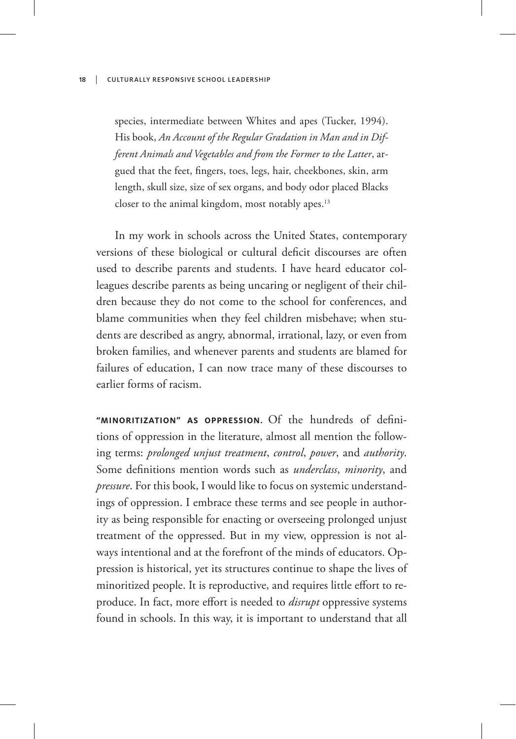species, intermediate between Whites and apes (Tucker, 1994). His book, *An Account of the Regular Gradation in Man and in Different Animals and Vegetables and from the Former to the Latter*, argued that the feet, fingers, toes, legs, hair, cheekbones, skin, arm length, skull size, size of sex organs, and body odor placed Blacks closer to the animal kingdom, most notably apes.[13]

In my work in schools across the United States, contemporary versions of these biological or cultural deficit discourses are often used to describe parents and students. I have heard educator colleagues describe parents as being uncaring or negligent of their children because they do not come to the school for conferences, and blame communities when they feel children misbehave; when students are described as angry, abnormal, irrational, lazy, or even from broken families, and whenever parents and students are blamed for failures of education, I can now trace many of these discourses to earlier forms of racism.

**"MINORITIZATION" AS OPPRESSION.** Of the hundreds of definitions of oppression in the literature, almost all mention the following terms: *prolonged unjust treatment*, *control*, *power*, and *authority*. Some definitions mention words such as *underclass*, *minority*, and *pressure*. For this book, I would like to focus on systemic understandings of oppression. I embrace these terms and see people in authority as being responsible for enacting or overseeing prolonged unjust treatment of the oppressed. But in my view, oppression is not always intentional and at the forefront of the minds of educators. Oppression is historical, yet its structures continue to shape the lives of minoritized people. It is reproductive, and requires little effort to reproduce. In fact, more effort is needed to *disrupt* oppressive systems found in schools. In this way, it is important to understand that all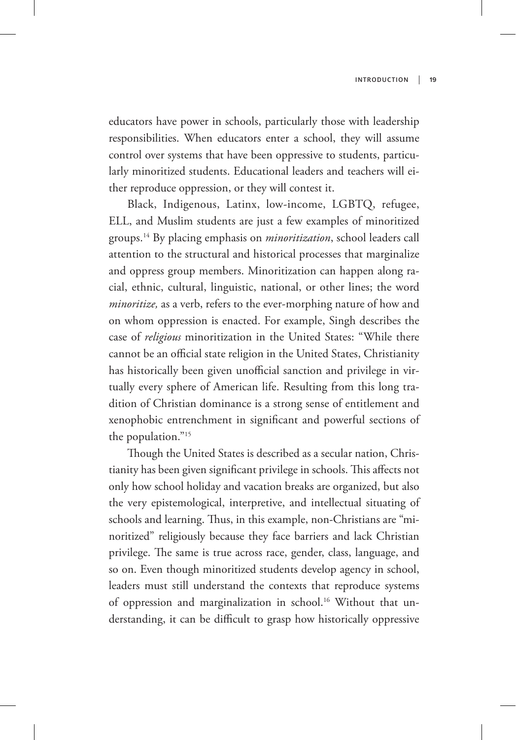educators have power in schools, particularly those with leadership responsibilities. When educators enter a school, they will assume control over systems that have been oppressive to students, particularly minoritized students. Educational leaders and teachers will either reproduce oppression, or they will contest it.

Black, Indigenous, Latinx, low-income, LGBTQ, refugee, ELL, and Muslim students are just a few examples of minoritized groups.[14] By placing emphasis on *minoritization*, school leaders call attention to the structural and historical processes that marginalize and oppress group members. Minoritization can happen along racial, ethnic, cultural, linguistic, national, or other lines; the word *minoritize,* as a verb, refers to the ever-morphing nature of how and on whom oppression is enacted. For example, Singh describes the case of *religious* minoritization in the United States: "While there cannot be an official state religion in the United States, Christianity has historically been given unofficial sanction and privilege in virtually every sphere of American life. Resulting from this long tradition of Christian dominance is a strong sense of entitlement and xenophobic entrenchment in significant and powerful sections of the population."[15]

Though the United States is described as a secular nation, Christianity has been given significant privilege in schools. This affects not only how school holiday and vacation breaks are organized, but also the very epistemological, interpretive, and intellectual situating of schools and learning. Thus, in this example, non-Christians are "minoritized" religiously because they face barriers and lack Christian privilege. The same is true across race, gender, class, language, and so on. Even though minoritized students develop agency in school, leaders must still understand the contexts that reproduce systems of oppression and marginalization in school.[16] Without that understanding, it can be difficult to grasp how historically oppressive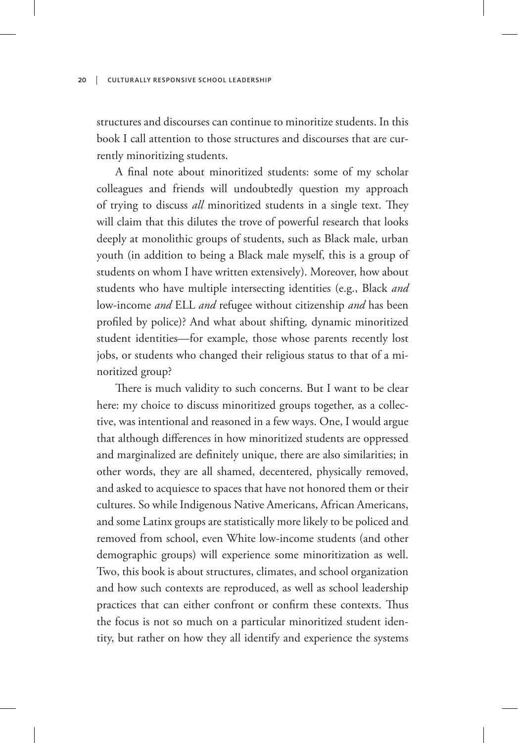structures and discourses can continue to minoritize students. In this book I call attention to those structures and discourses that are currently minoritizing students.

A final note about minoritized students: some of my scholar colleagues and friends will undoubtedly question my approach of trying to discuss *all* minoritized students in a single text. They will claim that this dilutes the trove of powerful research that looks deeply at monolithic groups of students, such as Black male, urban youth (in addition to being a Black male myself, this is a group of students on whom I have written extensively). Moreover, how about students who have multiple intersecting identities (e.g., Black *and* low-income *and* ELL *and* refugee without citizenship *and* has been profiled by police)? And what about shifting, dynamic minoritized student identities—for example, those whose parents recently lost jobs, or students who changed their religious status to that of a minoritized group?

There is much validity to such concerns. But I want to be clear here: my choice to discuss minoritized groups together, as a collective, was intentional and reasoned in a few ways. One, I would argue that although differences in how minoritized students are oppressed and marginalized are definitely unique, there are also similarities; in other words, they are all shamed, decentered, physically removed, and asked to acquiesce to spaces that have not honored them or their cultures. So while Indigenous Native Americans, African Americans, and some Latinx groups are statistically more likely to be policed and removed from school, even White low-income students (and other demographic groups) will experience some minoritization as well. Two, this book is about structures, climates, and school organization and how such contexts are reproduced, as well as school leadership practices that can either confront or confirm these contexts. Thus the focus is not so much on a particular minoritized student identity, but rather on how they all identify and experience the systems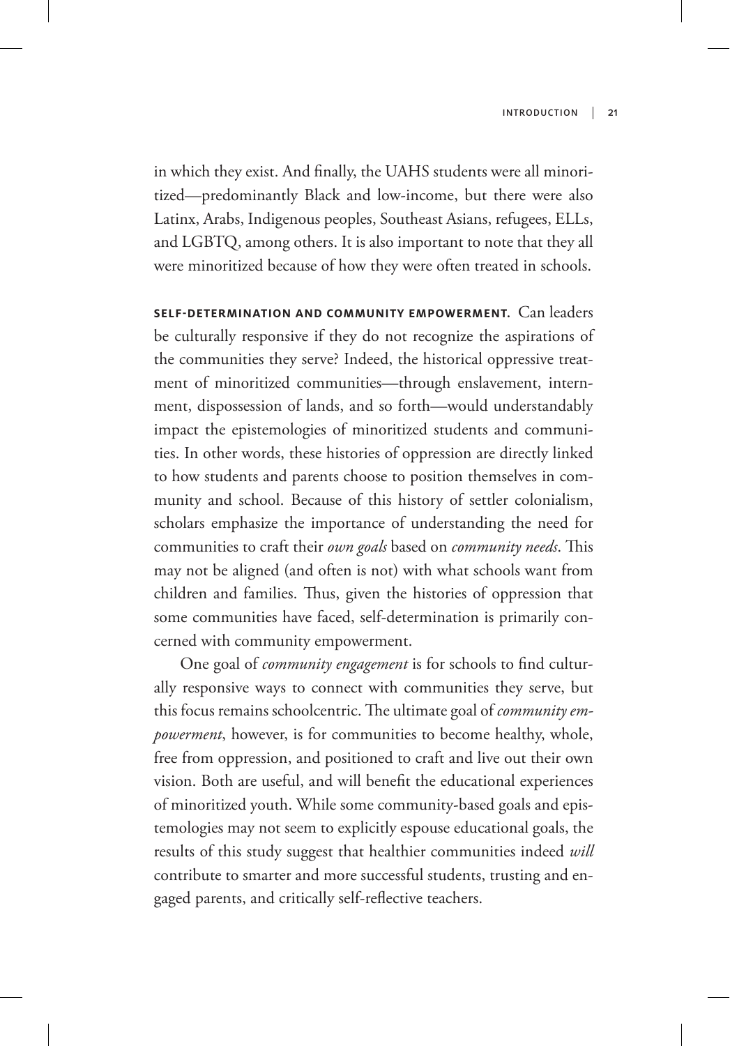in which they exist. And finally, the UAHS students were all minoritized—predominantly Black and low-income, but there were also Latinx, Arabs, Indigenous peoples, Southeast Asians, refugees, ELLs, and LGBTQ, among others. It is also important to note that they all were minoritized because of how they were often treated in schools.

**SELF-DETERMINATION AND COMMUNITY EMPOWERMENT.** Can leaders be culturally responsive if they do not recognize the aspirations of the communities they serve? Indeed, the historical oppressive treatment of minoritized communities—through enslavement, internment, dispossession of lands, and so forth—would understandably impact the epistemologies of minoritized students and communities. In other words, these histories of oppression are directly linked to how students and parents choose to position themselves in community and school. Because of this history of settler colonialism, scholars emphasize the importance of understanding the need for communities to craft their *own goals* based on *community needs*. This may not be aligned (and often is not) with what schools want from children and families. Thus, given the histories of oppression that some communities have faced, self-determination is primarily concerned with community empowerment.

One goal of *community engagement* is for schools to find culturally responsive ways to connect with communities they serve, but this focus remains schoolcentric. The ultimate goal of *community empowerment*, however, is for communities to become healthy, whole, free from oppression, and positioned to craft and live out their own vision. Both are useful, and will benefit the educational experiences of minoritized youth. While some community-based goals and epistemologies may not seem to explicitly espouse educational goals, the results of this study suggest that healthier communities indeed *will* contribute to smarter and more successful students, trusting and engaged parents, and critically self-reflective teachers.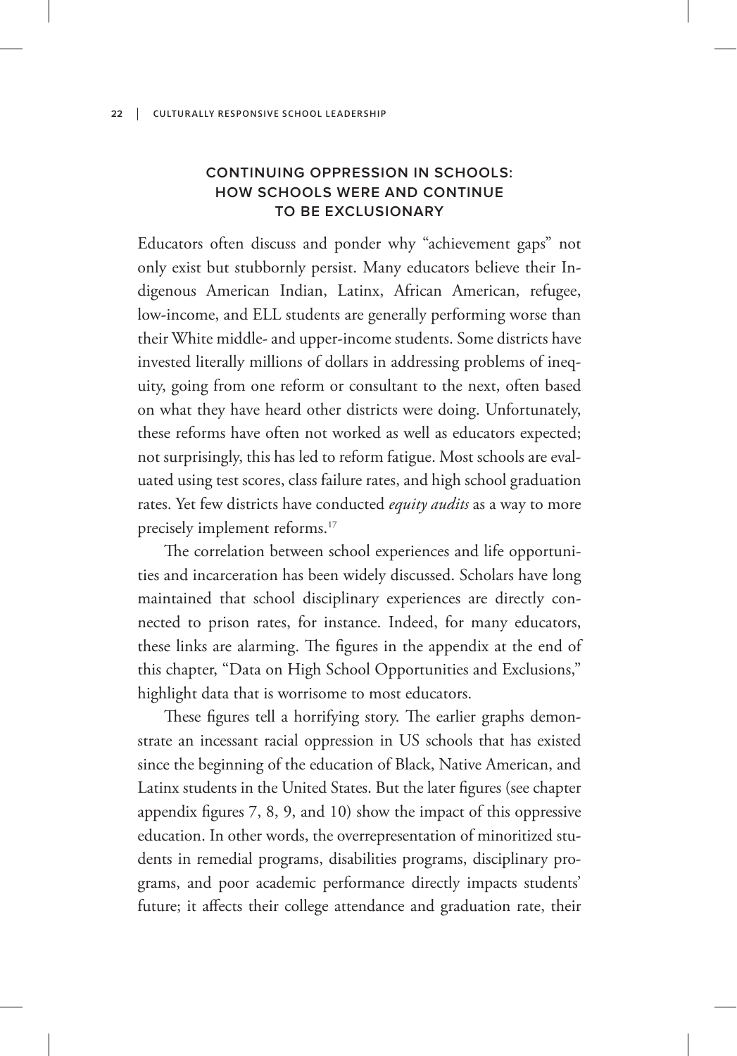## CONTINUING OPPRESSION IN SCHOOLS: HOW SCHOOLS WERE AND CONTINUE TO BE EXCLUSIONARY

Educators often discuss and ponder why "achievement gaps" not only exist but stubbornly persist. Many educators believe their Indigenous American Indian, Latinx, African American, refugee, low-income, and ELL students are generally performing worse than their White middle- and upper-income students. Some districts have invested literally millions of dollars in addressing problems of inequity, going from one reform or consultant to the next, often based on what they have heard other districts were doing. Unfortunately, these reforms have often not worked as well as educators expected; not surprisingly, this has led to reform fatigue. Most schools are evaluated using test scores, class failure rates, and high school graduation rates. Yet few districts have conducted *equity audits* as a way to more precisely implement reforms.[17]

The correlation between school experiences and life opportunities and incarceration has been widely discussed. Scholars have long maintained that school disciplinary experiences are directly connected to prison rates, for instance. Indeed, for many educators, these links are alarming. The figures in the appendix at the end of this chapter, "Data on High School Opportunities and Exclusions," highlight data that is worrisome to most educators.

These figures tell a horrifying story. The earlier graphs demonstrate an incessant racial oppression in US schools that has existed since the beginning of the education of Black, Native American, and Latinx students in the United States. But the later figures (see chapter appendix figures 7, 8, 9, and 10) show the impact of this oppressive education. In other words, the overrepresentation of minoritized students in remedial programs, disabilities programs, disciplinary programs, and poor academic performance directly impacts students' future; it affects their college attendance and graduation rate, their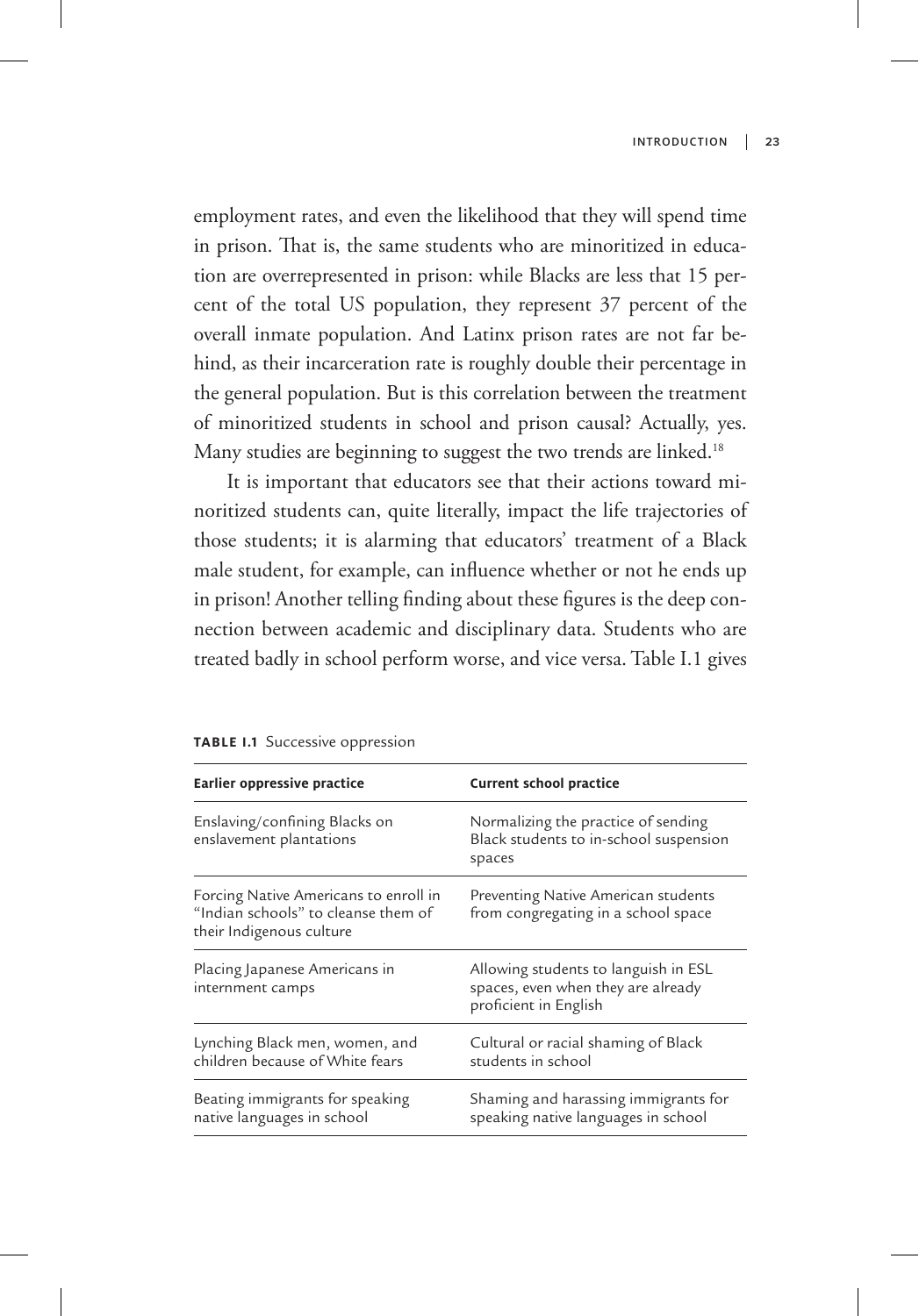employment rates, and even the likelihood that they will spend time in prison. That is, the same students who are minoritized in education are overrepresented in prison: while Blacks are less that 15 percent of the total US population, they represent 37 percent of the overall inmate population. And Latinx prison rates are not far behind, as their incarceration rate is roughly double their percentage in the general population. But is this correlation between the treatment of minoritized students in school and prison causal? Actually, yes. Many studies are beginning to suggest the two trends are linked.[18]

It is important that educators see that their actions toward minoritized students can, quite literally, impact the life trajectories of those students; it is alarming that educators' treatment of a Black male student, for example, can influence whether or not he ends up in prison! Another telling finding about these figures is the deep connection between academic and disciplinary data. Students who are treated badly in school perform worse, and vice versa. Table I.1 gives

**TABLE I.1** Successive oppression

| Earlier oppressive practice | Current school practice |
|---|---|
| Enslaving/confining Blacks on enslavement plantations | Normalizing the practice of sending Black students to in-school suspension spaces |
| Forcing Native Americans to enroll in "Indian schools" to cleanse them of their Indigenous culture | Preventing Native American students from congregating in a school space |
| Placing Japanese Americans in internment camps | Allowing students to languish in ESL spaces, even when they are already proficient in English |
| Lynching Black men, women, and children because of White fears | Cultural or racial shaming of Black students in school |
| Beating immigrants for speaking native languages in school | Shaming and harassing immigrants for speaking native languages in school |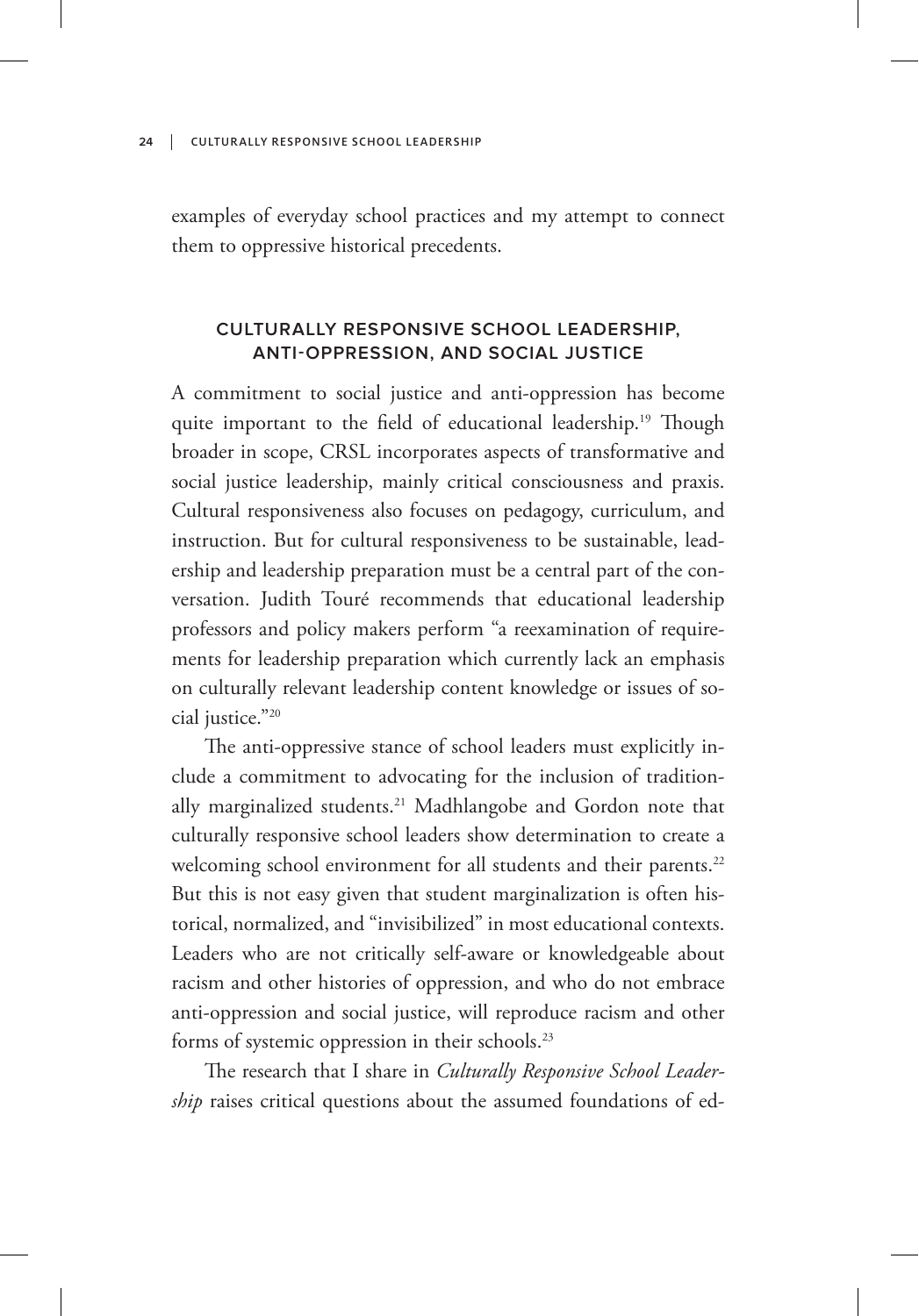examples of everyday school practices and my attempt to connect them to oppressive historical precedents.

## CULTURALLY RESPONSIVE SCHOOL LEADERSHIP, ANTI-OPPRESSION, AND SOCIAL JUSTICE

A commitment to social justice and anti-oppression has become quite important to the field of educational leadership.[19] Though broader in scope, CRSL incorporates aspects of transformative and social justice leadership, mainly critical consciousness and praxis. Cultural responsiveness also focuses on pedagogy, curriculum, and instruction. But for cultural responsiveness to be sustainable, leadership and leadership preparation must be a central part of the conversation. Judith Touré recommends that educational leadership professors and policy makers perform "a reexamination of requirements for leadership preparation which currently lack an emphasis on culturally relevant leadership content knowledge or issues of social justice."[20]

The anti-oppressive stance of school leaders must explicitly include a commitment to advocating for the inclusion of traditionally marginalized students.[21] Madhlangobe and Gordon note that culturally responsive school leaders show determination to create a welcoming school environment for all students and their parents.[22] But this is not easy given that student marginalization is often historical, normalized, and "invisibilized" in most educational contexts. Leaders who are not critically self-aware or knowledgeable about racism and other histories of oppression, and who do not embrace anti-oppression and social justice, will reproduce racism and other forms of systemic oppression in their schools.[23]

The research that I share in *Culturally Responsive School Leadership* raises critical questions about the assumed foundations of ed-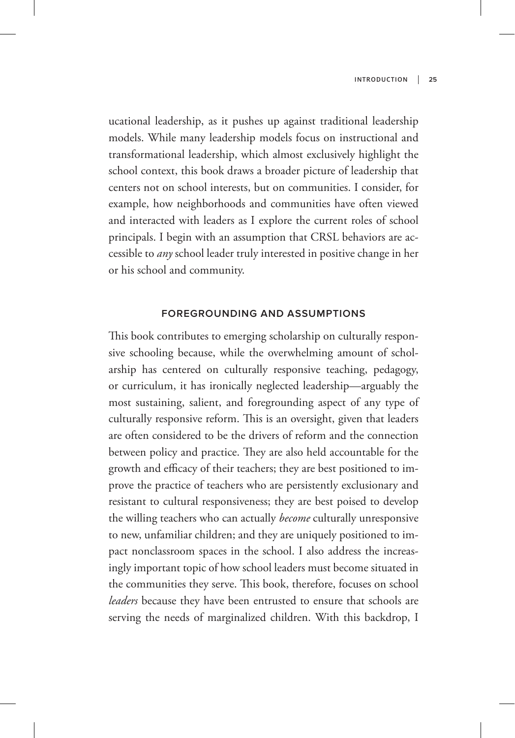ucational leadership, as it pushes up against traditional leadership models. While many leadership models focus on instructional and transformational leadership, which almost exclusively highlight the school context, this book draws a broader picture of leadership that centers not on school interests, but on communities. I consider, for example, how neighborhoods and communities have often viewed and interacted with leaders as I explore the current roles of school principals. I begin with an assumption that CRSL behaviors are accessible to *any* school leader truly interested in positive change in her or his school and community.

## FOREGROUNDING AND ASSUMPTIONS

This book contributes to emerging scholarship on culturally responsive schooling because, while the overwhelming amount of scholarship has centered on culturally responsive teaching, pedagogy, or curriculum, it has ironically neglected leadership—arguably the most sustaining, salient, and foregrounding aspect of any type of culturally responsive reform. This is an oversight, given that leaders are often considered to be the drivers of reform and the connection between policy and practice. They are also held accountable for the growth and efficacy of their teachers; they are best positioned to improve the practice of teachers who are persistently exclusionary and resistant to cultural responsiveness; they are best poised to develop the willing teachers who can actually *become* culturally unresponsive to new, unfamiliar children; and they are uniquely positioned to impact nonclassroom spaces in the school. I also address the increasingly important topic of how school leaders must become situated in the communities they serve. This book, therefore, focuses on school *leaders* because they have been entrusted to ensure that schools are serving the needs of marginalized children. With this backdrop, I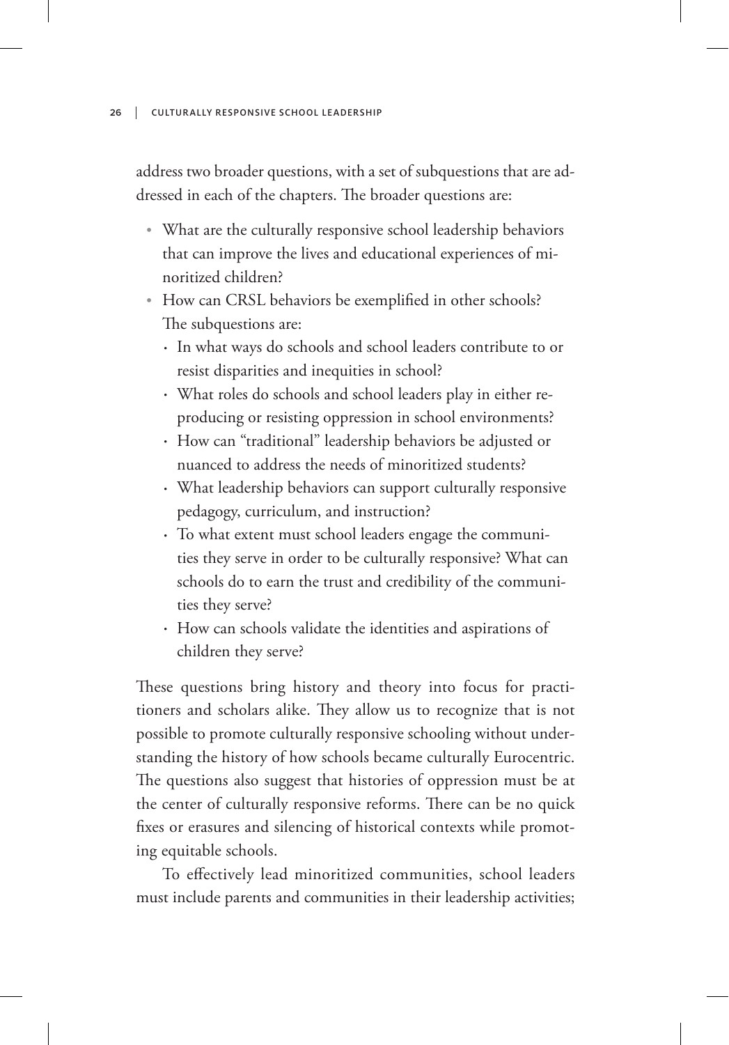address two broader questions, with a set of subquestions that are addressed in each of the chapters. The broader questions are:

- What are the culturally responsive school leadership behaviors that can improve the lives and educational experiences of minoritized children?
- How can CRSL behaviors be exemplified in other schools? The subquestions are:
  - In what ways do schools and school leaders contribute to or resist disparities and inequities in school?
  - What roles do schools and school leaders play in either reproducing or resisting oppression in school environments?
  - How can "traditional" leadership behaviors be adjusted or nuanced to address the needs of minoritized students?
  - What leadership behaviors can support culturally responsive pedagogy, curriculum, and instruction?
  - To what extent must school leaders engage the communities they serve in order to be culturally responsive? What can schools do to earn the trust and credibility of the communities they serve?
  - How can schools validate the identities and aspirations of children they serve?

These questions bring history and theory into focus for practitioners and scholars alike. They allow us to recognize that is not possible to promote culturally responsive schooling without understanding the history of how schools became culturally Eurocentric. The questions also suggest that histories of oppression must be at the center of culturally responsive reforms. There can be no quick fixes or erasures and silencing of historical contexts while promoting equitable schools.

To effectively lead minoritized communities, school leaders must include parents and communities in their leadership activities;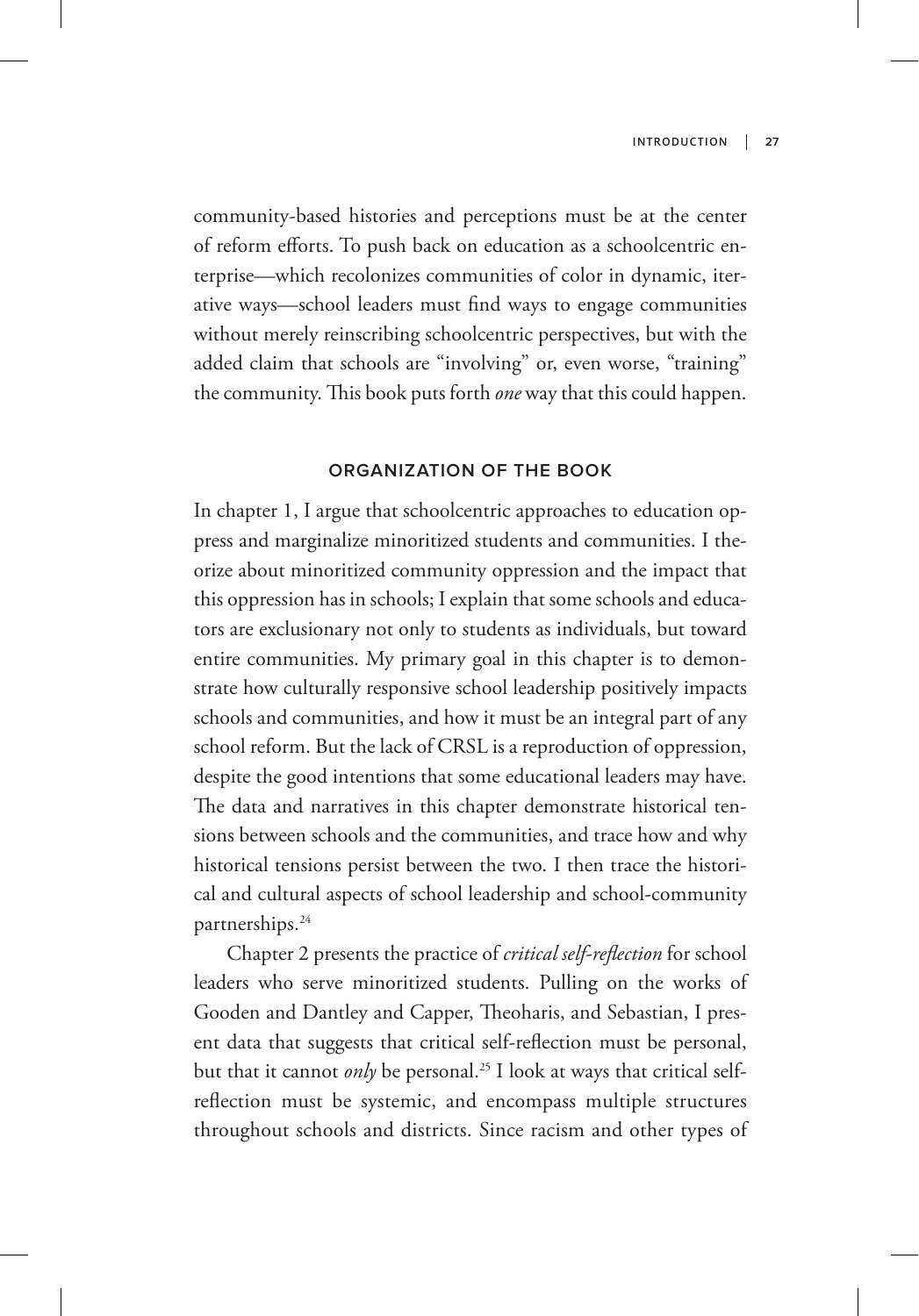community-based histories and perceptions must be at the center of reform efforts. To push back on education as a schoolcentric enterprise—which recolonizes communities of color in dynamic, iterative ways—school leaders must find ways to engage communities without merely reinscribing schoolcentric perspectives, but with the added claim that schools are "involving" or, even worse, "training" the community. This book puts forth *one* way that this could happen.

## ORGANIZATION OF THE BOOK

In chapter 1, I argue that schoolcentric approaches to education oppress and marginalize minoritized students and communities. I theorize about minoritized community oppression and the impact that this oppression has in schools; I explain that some schools and educators are exclusionary not only to students as individuals, but toward entire communities. My primary goal in this chapter is to demonstrate how culturally responsive school leadership positively impacts schools and communities, and how it must be an integral part of any school reform. But the lack of CRSL is a reproduction of oppression, despite the good intentions that some educational leaders may have. The data and narratives in this chapter demonstrate historical tensions between schools and the communities, and trace how and why historical tensions persist between the two. I then trace the historical and cultural aspects of school leadership and school-community partnerships.[24]

Chapter 2 presents the practice of *critical self-reflection* for school leaders who serve minoritized students. Pulling on the works of Gooden and Dantley and Capper, Theoharis, and Sebastian, I present data that suggests that critical self-reflection must be personal, but that it cannot *only* be personal.[25] I look at ways that critical self-reflection must be systemic, and encompass multiple structures throughout schools and districts. Since racism and other types of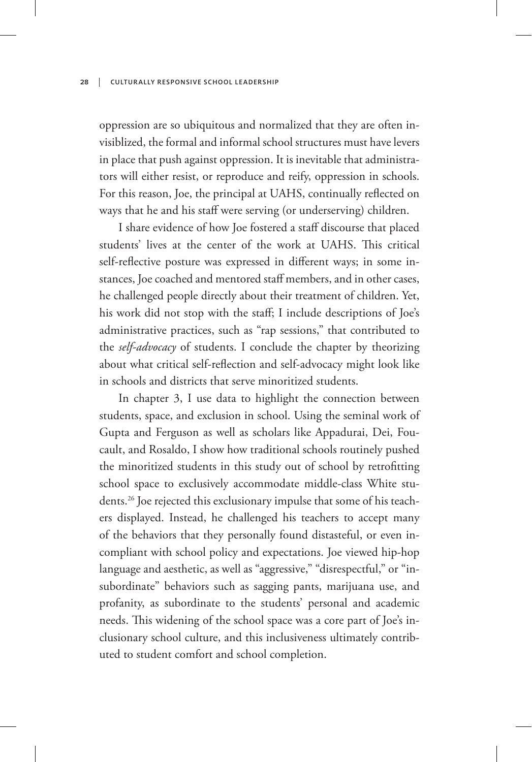oppression are so ubiquitous and normalized that they are often invisiblized, the formal and informal school structures must have levers in place that push against oppression. It is inevitable that administrators will either resist, or reproduce and reify, oppression in schools. For this reason, Joe, the principal at UAHS, continually reflected on ways that he and his staff were serving (or underserving) children.

I share evidence of how Joe fostered a staff discourse that placed students' lives at the center of the work at UAHS. This critical self-reflective posture was expressed in different ways; in some instances, Joe coached and mentored staff members, and in other cases, he challenged people directly about their treatment of children. Yet, his work did not stop with the staff; I include descriptions of Joe's administrative practices, such as "rap sessions," that contributed to the *self-advocacy* of students. I conclude the chapter by theorizing about what critical self-reflection and self-advocacy might look like in schools and districts that serve minoritized students.

In chapter 3, I use data to highlight the connection between students, space, and exclusion in school. Using the seminal work of Gupta and Ferguson as well as scholars like Appadurai, Dei, Foucault, and Rosaldo, I show how traditional schools routinely pushed the minoritized students in this study out of school by retrofitting school space to exclusively accommodate middle-class White students.[26] Joe rejected this exclusionary impulse that some of his teachers displayed. Instead, he challenged his teachers to accept many of the behaviors that they personally found distasteful, or even incompliant with school policy and expectations. Joe viewed hip-hop language and aesthetic, as well as "aggressive," "disrespectful," or "insubordinate" behaviors such as sagging pants, marijuana use, and profanity, as subordinate to the students' personal and academic needs. This widening of the school space was a core part of Joe's inclusionary school culture, and this inclusiveness ultimately contributed to student comfort and school completion.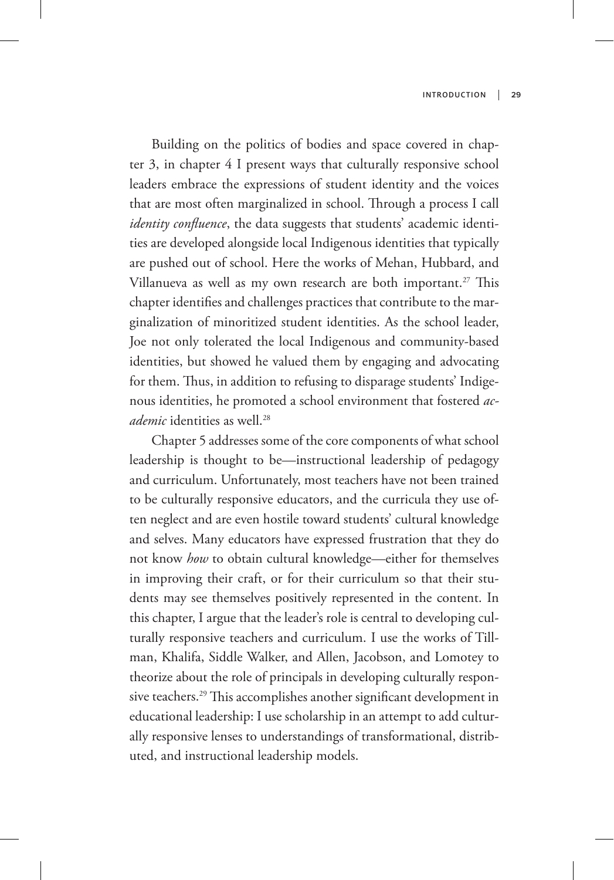Building on the politics of bodies and space covered in chapter 3, in chapter 4 I present ways that culturally responsive school leaders embrace the expressions of student identity and the voices that are most often marginalized in school. Through a process I call *identity confluence*, the data suggests that students' academic identities are developed alongside local Indigenous identities that typically are pushed out of school. Here the works of Mehan, Hubbard, and Villanueva as well as my own research are both important.[27] This chapter identifies and challenges practices that contribute to the marginalization of minoritized student identities. As the school leader, Joe not only tolerated the local Indigenous and community-based identities, but showed he valued them by engaging and advocating for them. Thus, in addition to refusing to disparage students' Indigenous identities, he promoted a school environment that fostered *academic* identities as well.[28]

Chapter 5 addresses some of the core components of what school leadership is thought to be—instructional leadership of pedagogy and curriculum. Unfortunately, most teachers have not been trained to be culturally responsive educators, and the curricula they use often neglect and are even hostile toward students' cultural knowledge and selves. Many educators have expressed frustration that they do not know *how* to obtain cultural knowledge—either for themselves in improving their craft, or for their curriculum so that their students may see themselves positively represented in the content. In this chapter, I argue that the leader's role is central to developing culturally responsive teachers and curriculum. I use the works of Tillman, Khalifa, Siddle Walker, and Allen, Jacobson, and Lomotey to theorize about the role of principals in developing culturally responsive teachers.[29] This accomplishes another significant development in educational leadership: I use scholarship in an attempt to add culturally responsive lenses to understandings of transformational, distributed, and instructional leadership models.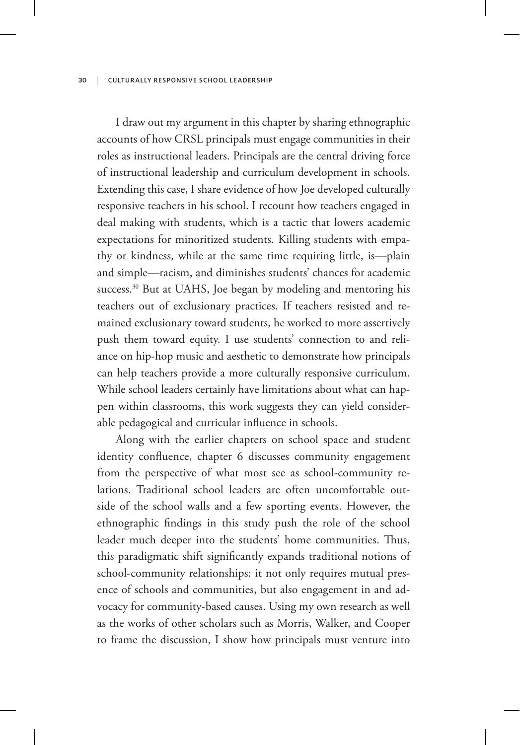I draw out my argument in this chapter by sharing ethnographic accounts of how CRSL principals must engage communities in their roles as instructional leaders. Principals are the central driving force of instructional leadership and curriculum development in schools. Extending this case, I share evidence of how Joe developed culturally responsive teachers in his school. I recount how teachers engaged in deal making with students, which is a tactic that lowers academic expectations for minoritized students. Killing students with empathy or kindness, while at the same time requiring little, is—plain and simple—racism, and diminishes students' chances for academic success.[30] But at UAHS, Joe began by modeling and mentoring his teachers out of exclusionary practices. If teachers resisted and remained exclusionary toward students, he worked to more assertively push them toward equity. I use students' connection to and reliance on hip-hop music and aesthetic to demonstrate how principals can help teachers provide a more culturally responsive curriculum. While school leaders certainly have limitations about what can happen within classrooms, this work suggests they can yield considerable pedagogical and curricular influence in schools.

Along with the earlier chapters on school space and student identity confluence, chapter 6 discusses community engagement from the perspective of what most see as school-community relations. Traditional school leaders are often uncomfortable outside of the school walls and a few sporting events. However, the ethnographic findings in this study push the role of the school leader much deeper into the students' home communities. Thus, this paradigmatic shift significantly expands traditional notions of school-community relationships: it not only requires mutual presence of schools and communities, but also engagement in and advocacy for community-based causes. Using my own research as well as the works of other scholars such as Morris, Walker, and Cooper to frame the discussion, I show how principals must venture into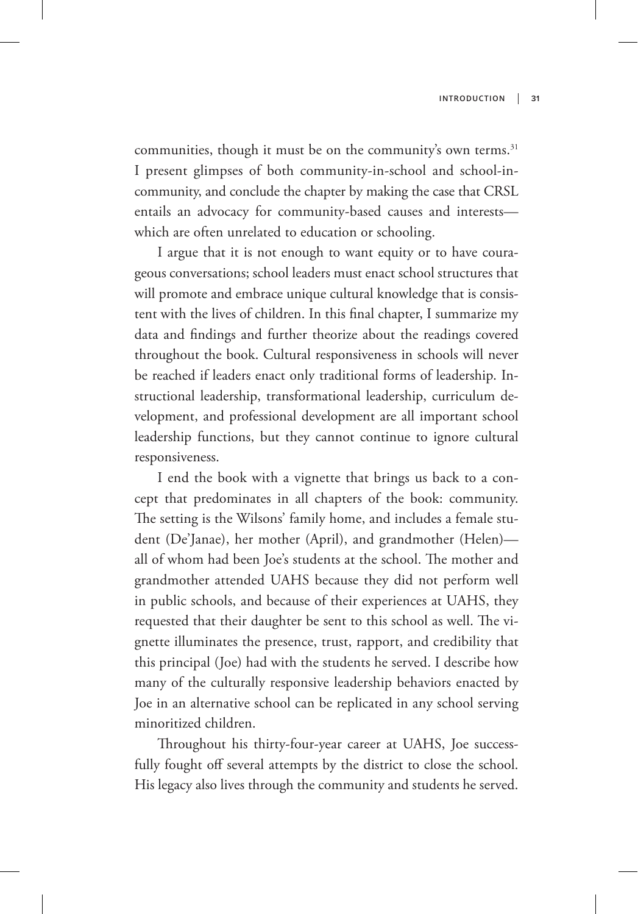communities, though it must be on the community's own terms.[31] I present glimpses of both community-in-school and school-in-community, and conclude the chapter by making the case that CRSL entails an advocacy for community-based causes and interests—which are often unrelated to education or schooling.

I argue that it is not enough to want equity or to have courageous conversations; school leaders must enact school structures that will promote and embrace unique cultural knowledge that is consistent with the lives of children. In this final chapter, I summarize my data and findings and further theorize about the readings covered throughout the book. Cultural responsiveness in schools will never be reached if leaders enact only traditional forms of leadership. Instructional leadership, transformational leadership, curriculum development, and professional development are all important school leadership functions, but they cannot continue to ignore cultural responsiveness.

I end the book with a vignette that brings us back to a concept that predominates in all chapters of the book: community. The setting is the Wilsons' family home, and includes a female student (De'Janae), her mother (April), and grandmother (Helen)—all of whom had been Joe's students at the school. The mother and grandmother attended UAHS because they did not perform well in public schools, and because of their experiences at UAHS, they requested that their daughter be sent to this school as well. The vignette illuminates the presence, trust, rapport, and credibility that this principal (Joe) had with the students he served. I describe how many of the culturally responsive leadership behaviors enacted by Joe in an alternative school can be replicated in any school serving minoritized children.

Throughout his thirty-four-year career at UAHS, Joe successfully fought off several attempts by the district to close the school. His legacy also lives through the community and students he served.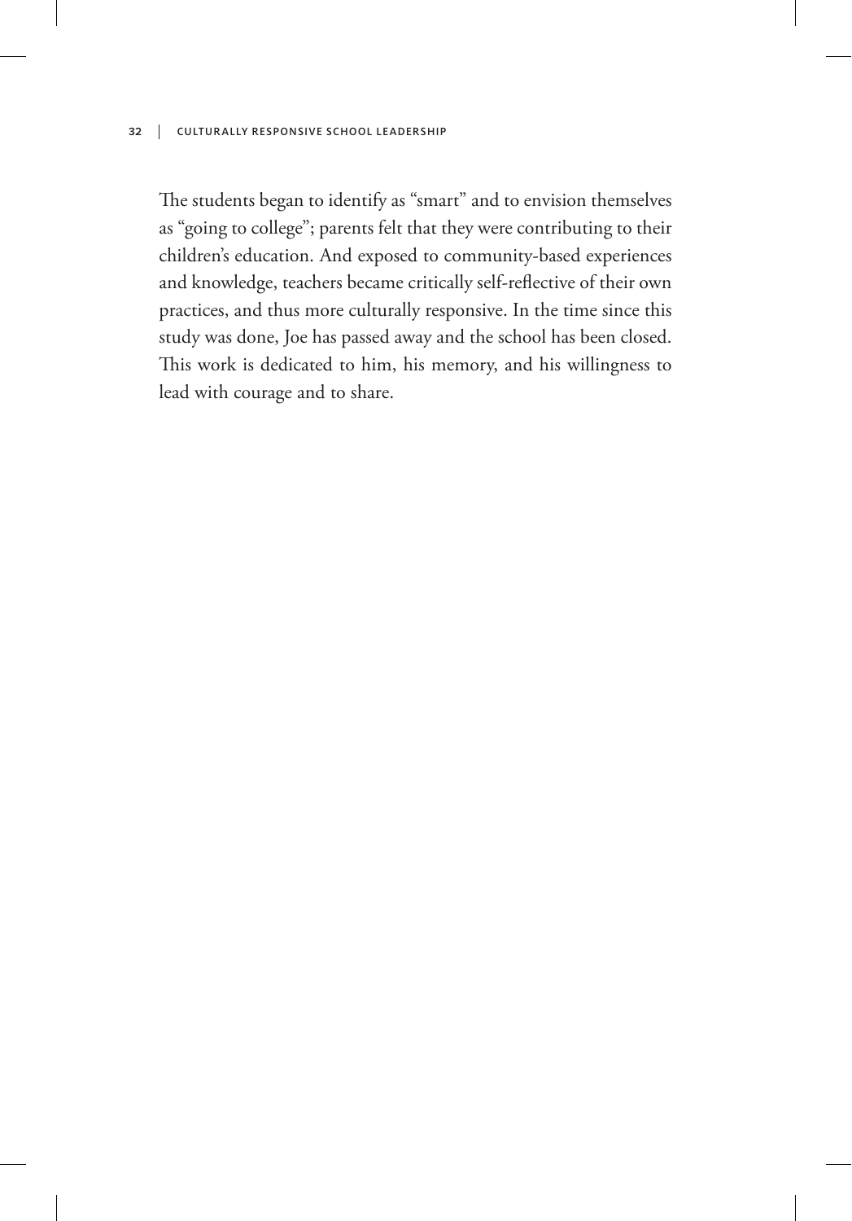The students began to identify as "smart" and to envision themselves as "going to college"; parents felt that they were contributing to their children's education. And exposed to community-based experiences and knowledge, teachers became critically self-reflective of their own practices, and thus more culturally responsive. In the time since this study was done, Joe has passed away and the school has been closed. This work is dedicated to him, his memory, and his willingness to lead with courage and to share.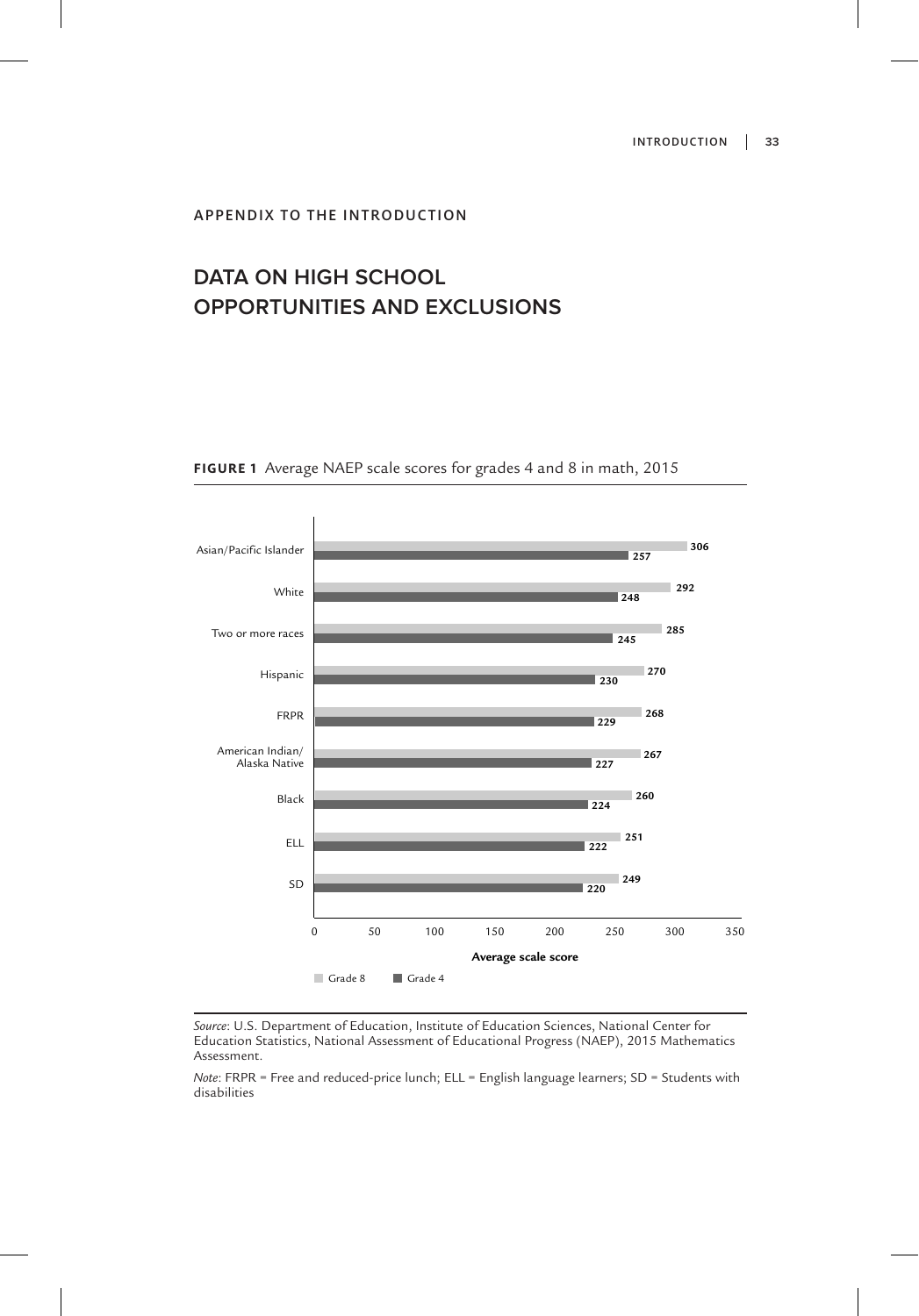APPENDIX TO THE INTRODUCTION

# DATA ON HIGH SCHOOL OPPORTUNITIES AND EXCLUSIONS

**FIGURE 1** Average NAEP scale scores for grades 4 and 8 in math, 2015

| Group | Grade 8 | Grade 4 |
|---|---|---|
| Asian/Pacific Islander | 306 | 257 |
| White | 292 | 248 |
| Two or more races | 285 | 245 |
| Hispanic | 270 | 230 |
| FRPR | 268 | 229 |
| American Indian/ Alaska Native | 267 | 227 |
| Black | 260 | 224 |
| ELL | 251 | 222 |
| SD | 249 | 220 |

*Source*: U.S. Department of Education, Institute of Education Sciences, National Center for Education Statistics, National Assessment of Educational Progress (NAEP), 2015 Mathematics Assessment.

*Note*: FRPR = Free and reduced-price lunch; ELL = English language learners; SD = Students with disabilities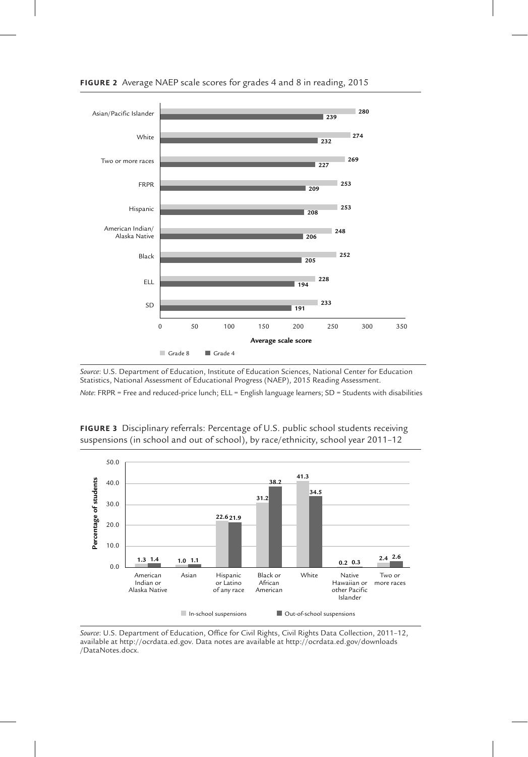**FIGURE 2** Average NAEP scale scores for grades 4 and 8 in reading, 2015

| Group | Grade 8 | Grade 4 |
| --- | --- | --- |
| Asian/Pacific Islander | 280 | 239 |
| White | 274 | 232 |
| Two or more races | 269 | 227 |
| FRPR | 253 | 209 |
| Hispanic | 253 | 208 |
| American Indian/ Alaska Native | 248 | 206 |
| Black | 252 | 205 |
| ELL | 228 | 194 |
| SD | 233 | 191 |

Average scale score

*Source*: U.S. Department of Education, Institute of Education Sciences, National Center for Education Statistics, National Assessment of Educational Progress (NAEP), 2015 Reading Assessment.

*Note*: FRPR = Free and reduced-price lunch; ELL = English language learners; SD = Students with disabilities

**FIGURE 3** Disciplinary referrals: Percentage of U.S. public school students receiving suspensions (in school and out of school), by race/ethnicity, school year 2011–12

| Race/ethnicity | In-school suspensions | Out-of-school suspensions |
| --- | --- | --- |
| American Indian or Alaska Native | 1.3 | 1.4 |
| Asian | 1.0 | 1.1 |
| Hispanic or Latino of any race | 22.6 | 21.9 |
| Black or African American | 31.2 | 38.2 |
| White | 41.3 | 34.5 |
| Native Hawaiian or other Pacific Islander | 0.2 | 0.3 |
| Two or more races | 2.4 | 2.6 |

Percentage of students

*Source*: U.S. Department of Education, Office for Civil Rights, Civil Rights Data Collection, 2011–12, available at http://ocrdata.ed.gov. Data notes are available at http://ocrdata.ed.gov/downloads/DataNotes.docx.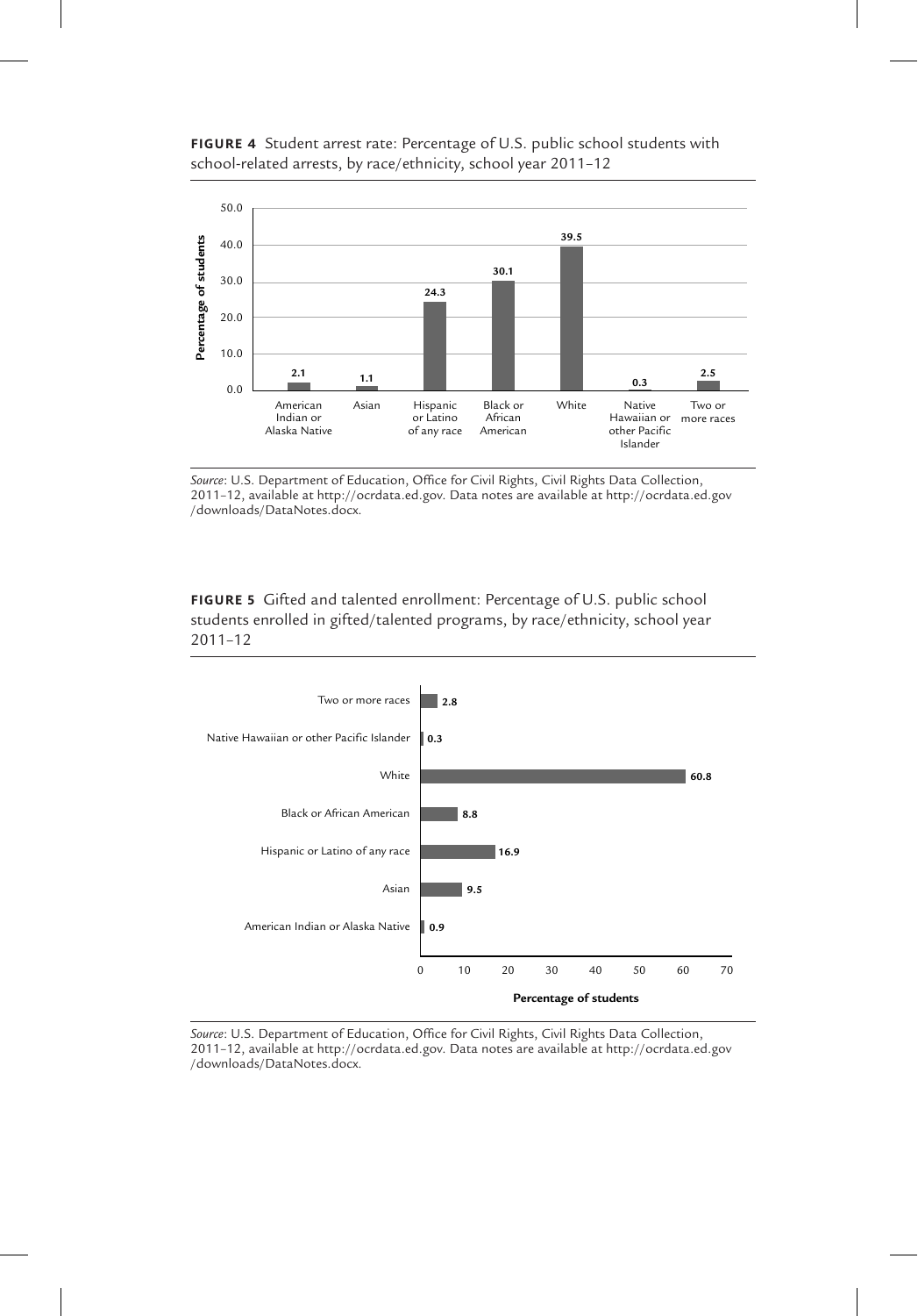**FIGURE 4** Student arrest rate: Percentage of U.S. public school students with school-related arrests, by race/ethnicity, school year 2011–12

| Race/ethnicity | Percentage of students |
|---|---|
| American Indian or Alaska Native | 2.1 |
| Asian | 1.1 |
| Hispanic or Latino of any race | 24.3 |
| Black or African American | 30.1 |
| White | 39.5 |
| Native Hawaiian or other Pacific Islander | 0.3 |
| Two or more races | 2.5 |

*Source*: U.S. Department of Education, Office for Civil Rights, Civil Rights Data Collection, 2011–12, available at http://ocrdata.ed.gov. Data notes are available at http://ocrdata.ed.gov/downloads/DataNotes.docx.

**FIGURE 5** Gifted and talented enrollment: Percentage of U.S. public school students enrolled in gifted/talented programs, by race/ethnicity, school year 2011–12

| Race/ethnicity | Percentage of students |
|---|---|
| Two or more races | 2.8 |
| Native Hawaiian or other Pacific Islander | 0.3 |
| White | 60.8 |
| Black or African American | 8.8 |
| Hispanic or Latino of any race | 16.9 |
| Asian | 9.5 |
| American Indian or Alaska Native | 0.9 |

*Source*: U.S. Department of Education, Office for Civil Rights, Civil Rights Data Collection, 2011–12, available at http://ocrdata.ed.gov. Data notes are available at http://ocrdata.ed.gov/downloads/DataNotes.docx.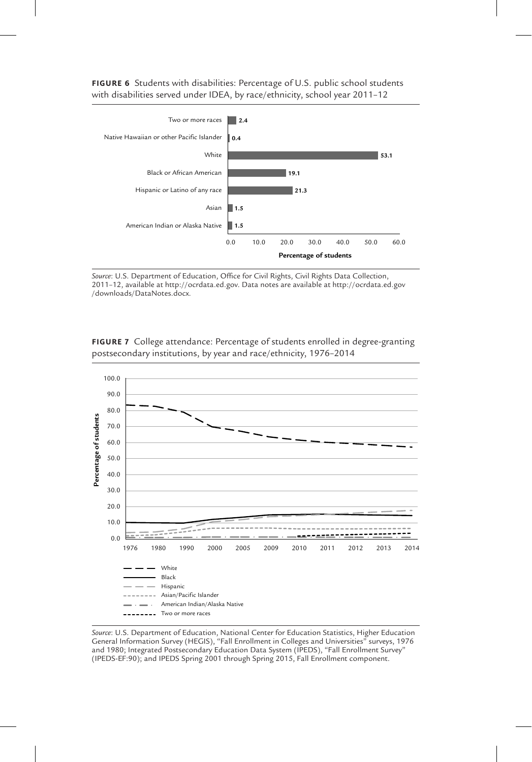**FIGURE 6** Students with disabilities: Percentage of U.S. public school students with disabilities served under IDEA, by race/ethnicity, school year 2011–12

| Race/ethnicity | Percentage of students |
|---|---|
| Two or more races | 2.4 |
| Native Hawaiian or other Pacific Islander | 0.4 |
| White | 53.1 |
| Black or African American | 19.1 |
| Hispanic or Latino of any race | 21.3 |
| Asian | 1.5 |
| American Indian or Alaska Native | 1.5 |

*Source*: U.S. Department of Education, Office for Civil Rights, Civil Rights Data Collection, 2011–12, available at http://ocrdata.ed.gov. Data notes are available at http://ocrdata.ed.gov/downloads/DataNotes.docx.

**FIGURE 7** College attendance: Percentage of students enrolled in degree-granting postsecondary institutions, by year and race/ethnicity, 1976–2014

Series shown (1976, 1980, 1990, 2000, 2005, 2009, 2010, 2011, 2012, 2013, 2014; y-axis: Percentage of students, 0.0–100.0): White; Black; Hispanic; Asian/Pacific Islander; American Indian/Alaska Native; Two or more races

*Source*: U.S. Department of Education, National Center for Education Statistics, Higher Education General Information Survey (HEGIS), "Fall Enrollment in Colleges and Universities" surveys, 1976 and 1980; Integrated Postsecondary Education Data System (IPEDS), "Fall Enrollment Survey" (IPEDS-EF:90); and IPEDS Spring 2001 through Spring 2015, Fall Enrollment component.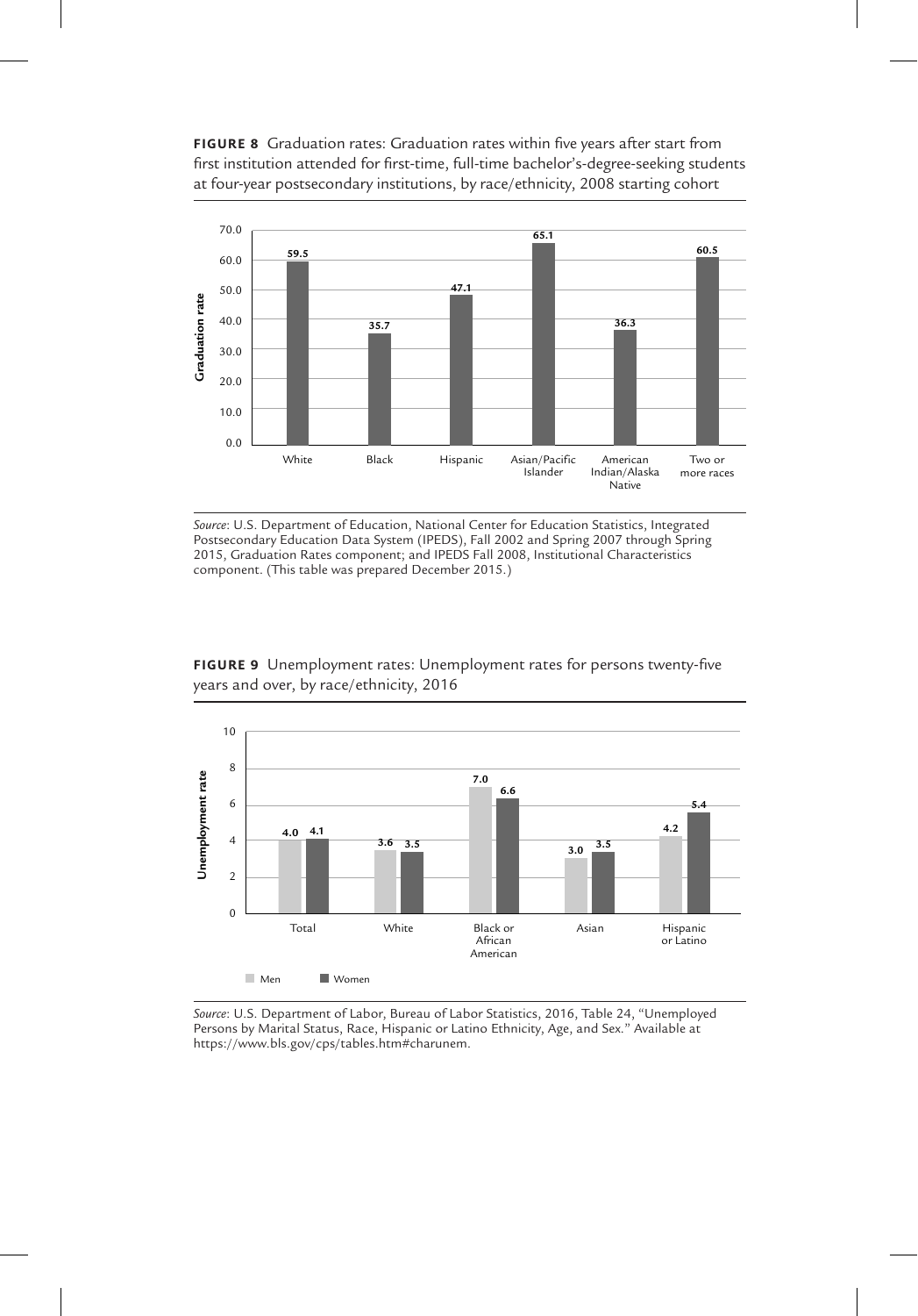**FIGURE 8** Graduation rates: Graduation rates within five years after start from first institution attended for first-time, full-time bachelor's-degree-seeking students at four-year postsecondary institutions, by race/ethnicity, 2008 starting cohort

| Race/ethnicity | Graduation rate |
| --- | --- |
| White | 59.5 |
| Black | 35.7 |
| Hispanic | 47.1 |
| Asian/Pacific Islander | 65.1 |
| American Indian/Alaska Native | 36.3 |
| Two or more races | 60.5 |

*Source*: U.S. Department of Education, National Center for Education Statistics, Integrated Postsecondary Education Data System (IPEDS), Fall 2002 and Spring 2007 through Spring 2015, Graduation Rates component; and IPEDS Fall 2008, Institutional Characteristics component. (This table was prepared December 2015.)

**FIGURE 9** Unemployment rates: Unemployment rates for persons twenty-five years and over, by race/ethnicity, 2016

| Race/ethnicity | Men | Women |
| --- | --- | --- |
| Total | 4.0 | 4.1 |
| White | 3.6 | 3.5 |
| Black or African American | 7.0 | 6.6 |
| Asian | 3.0 | 3.5 |
| Hispanic or Latino | 4.2 | 5.4 |

*Source*: U.S. Department of Labor, Bureau of Labor Statistics, 2016, Table 24, "Unemployed Persons by Marital Status, Race, Hispanic or Latino Ethnicity, Age, and Sex." Available at https://www.bls.gov/cps/tables.htm#charunem.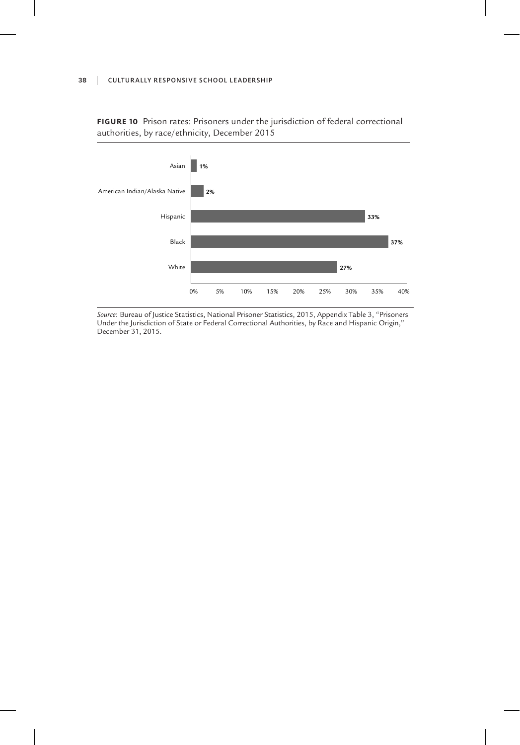**FIGURE 10** Prison rates: Prisoners under the jurisdiction of federal correctional authorities, by race/ethnicity, December 2015

Asian 1%

American Indian/Alaska Native 2%

Hispanic 33%

Black 37%

White 27%

0% 5% 10% 15% 20% 25% 30% 35% 40%

*Source*: Bureau of Justice Statistics, National Prisoner Statistics, 2015, Appendix Table 3, "Prisoners Under the Jurisdiction of State or Federal Correctional Authorities, by Race and Hispanic Origin," December 31, 2015.